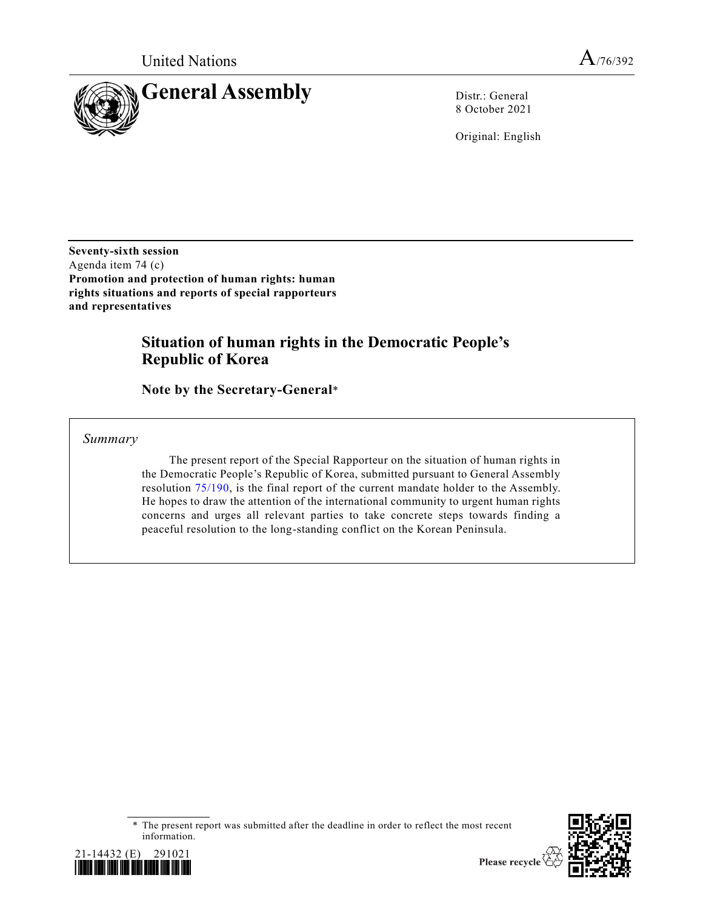United Nations

A/76/392

# General Assembly

Distr.: General
8 October 2021

Original: English

**Seventy-sixth session**
Agenda item 74 (c)
**Promotion and protection of human rights: human rights situations and reports of special rapporteurs and representatives**

## Situation of human rights in the Democratic People's Republic of Korea

### Note by the Secretary-General*

*Summary*

The present report of the Special Rapporteur on the situation of human rights in the Democratic People's Republic of Korea, submitted pursuant to General Assembly resolution 75/190, is the final report of the current mandate holder to the Assembly. He hopes to draw the attention of the international community to urgent human rights concerns and urges all relevant parties to take concrete steps towards finding a peaceful resolution to the long-standing conflict on the Korean Peninsula.

\* The present report was submitted after the deadline in order to reflect the most recent information.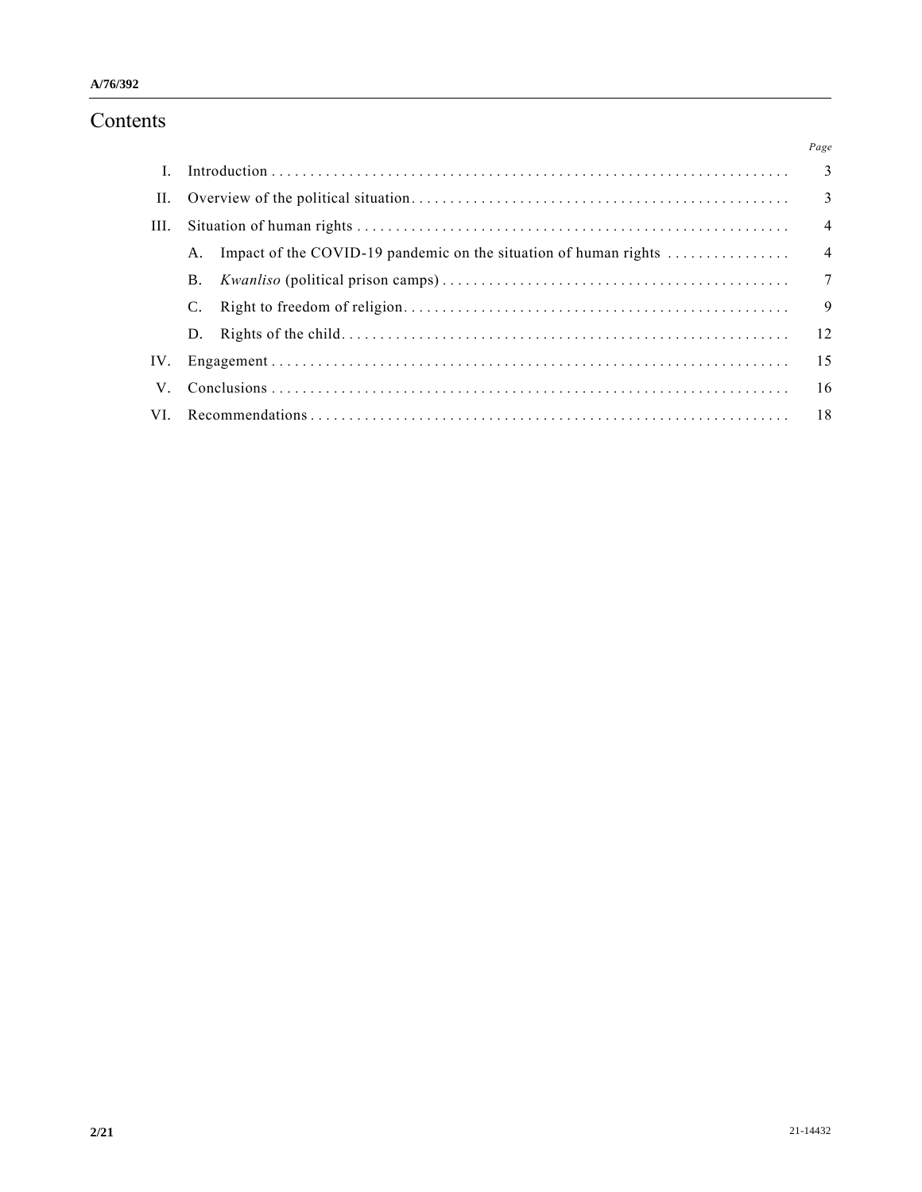# Contents

| | | Page |
|---|---|---|
| I. | Introduction | 3 |
| II. | Overview of the political situation | 3 |
| III. | Situation of human rights | 4 |
| | A. Impact of the COVID-19 pandemic on the situation of human rights | 4 |
| | B. *Kwanliso* (political prison camps) | 7 |
| | C. Right to freedom of religion | 9 |
| | D. Rights of the child | 12 |
| IV. | Engagement | 15 |
| V. | Conclusions | 16 |
| VI. | Recommendations | 18 |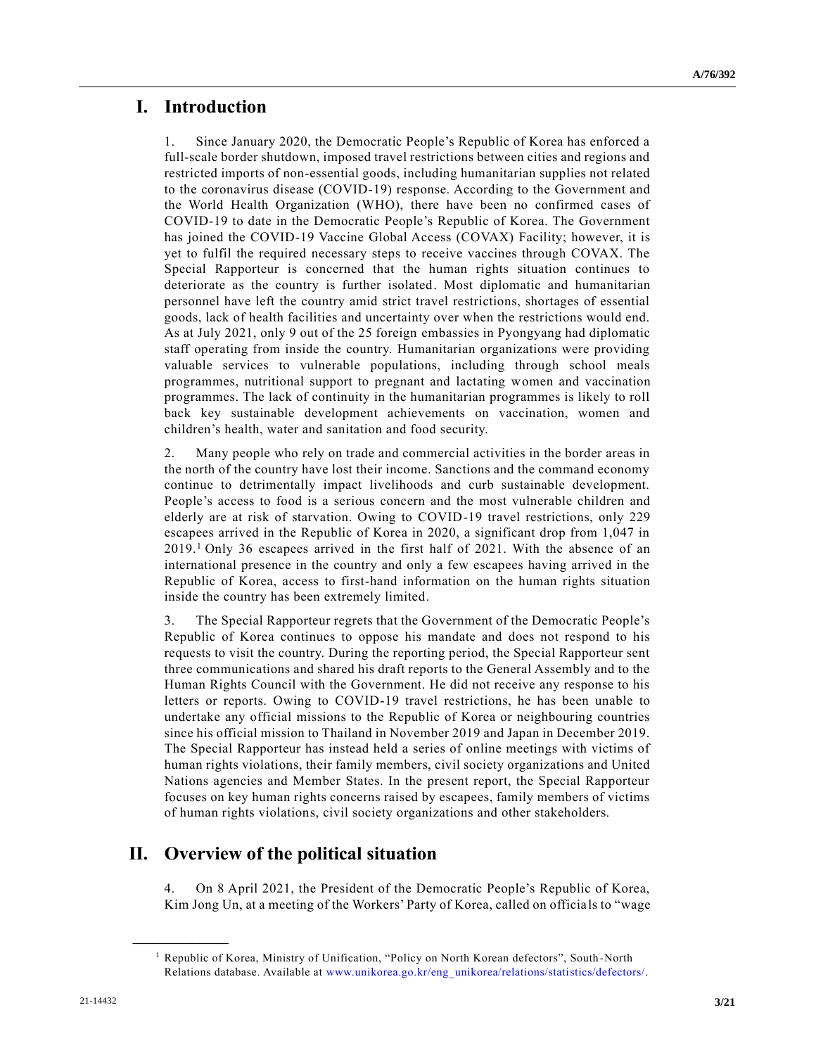# I. Introduction

1. Since January 2020, the Democratic People's Republic of Korea has enforced a full-scale border shutdown, imposed travel restrictions between cities and regions and restricted imports of non-essential goods, including humanitarian supplies not related to the coronavirus disease (COVID-19) response. According to the Government and the World Health Organization (WHO), there have been no confirmed cases of COVID-19 to date in the Democratic People's Republic of Korea. The Government has joined the COVID-19 Vaccine Global Access (COVAX) Facility; however, it is yet to fulfil the required necessary steps to receive vaccines through COVAX. The Special Rapporteur is concerned that the human rights situation continues to deteriorate as the country is further isolated. Most diplomatic and humanitarian personnel have left the country amid strict travel restrictions, shortages of essential goods, lack of health facilities and uncertainty over when the restrictions would end. As at July 2021, only 9 out of the 25 foreign embassies in Pyongyang had diplomatic staff operating from inside the country. Humanitarian organizations were providing valuable services to vulnerable populations, including through school meals programmes, nutritional support to pregnant and lactating women and vaccination programmes. The lack of continuity in the humanitarian programmes is likely to roll back key sustainable development achievements on vaccination, women and children's health, water and sanitation and food security.

2. Many people who rely on trade and commercial activities in the border areas in the north of the country have lost their income. Sanctions and the command economy continue to detrimentally impact livelihoods and curb sustainable development. People's access to food is a serious concern and the most vulnerable children and elderly are at risk of starvation. Owing to COVID-19 travel restrictions, only 229 escapees arrived in the Republic of Korea in 2020, a significant drop from 1,047 in 2019.[1] Only 36 escapees arrived in the first half of 2021. With the absence of an international presence in the country and only a few escapees having arrived in the Republic of Korea, access to first-hand information on the human rights situation inside the country has been extremely limited.

3. The Special Rapporteur regrets that the Government of the Democratic People's Republic of Korea continues to oppose his mandate and does not respond to his requests to visit the country. During the reporting period, the Special Rapporteur sent three communications and shared his draft reports to the General Assembly and to the Human Rights Council with the Government. He did not receive any response to his letters or reports. Owing to COVID-19 travel restrictions, he has been unable to undertake any official missions to the Republic of Korea or neighbouring countries since his official mission to Thailand in November 2019 and Japan in December 2019. The Special Rapporteur has instead held a series of online meetings with victims of human rights violations, their family members, civil society organizations and United Nations agencies and Member States. In the present report, the Special Rapporteur focuses on key human rights concerns raised by escapees, family members of victims of human rights violations, civil society organizations and other stakeholders.

# II. Overview of the political situation

4. On 8 April 2021, the President of the Democratic People's Republic of Korea, Kim Jong Un, at a meeting of the Workers' Party of Korea, called on officials to "wage

[1] Republic of Korea, Ministry of Unification, "Policy on North Korean defectors", South-North Relations database. Available at www.unikorea.go.kr/eng_unikorea/relations/statistics/defectors/.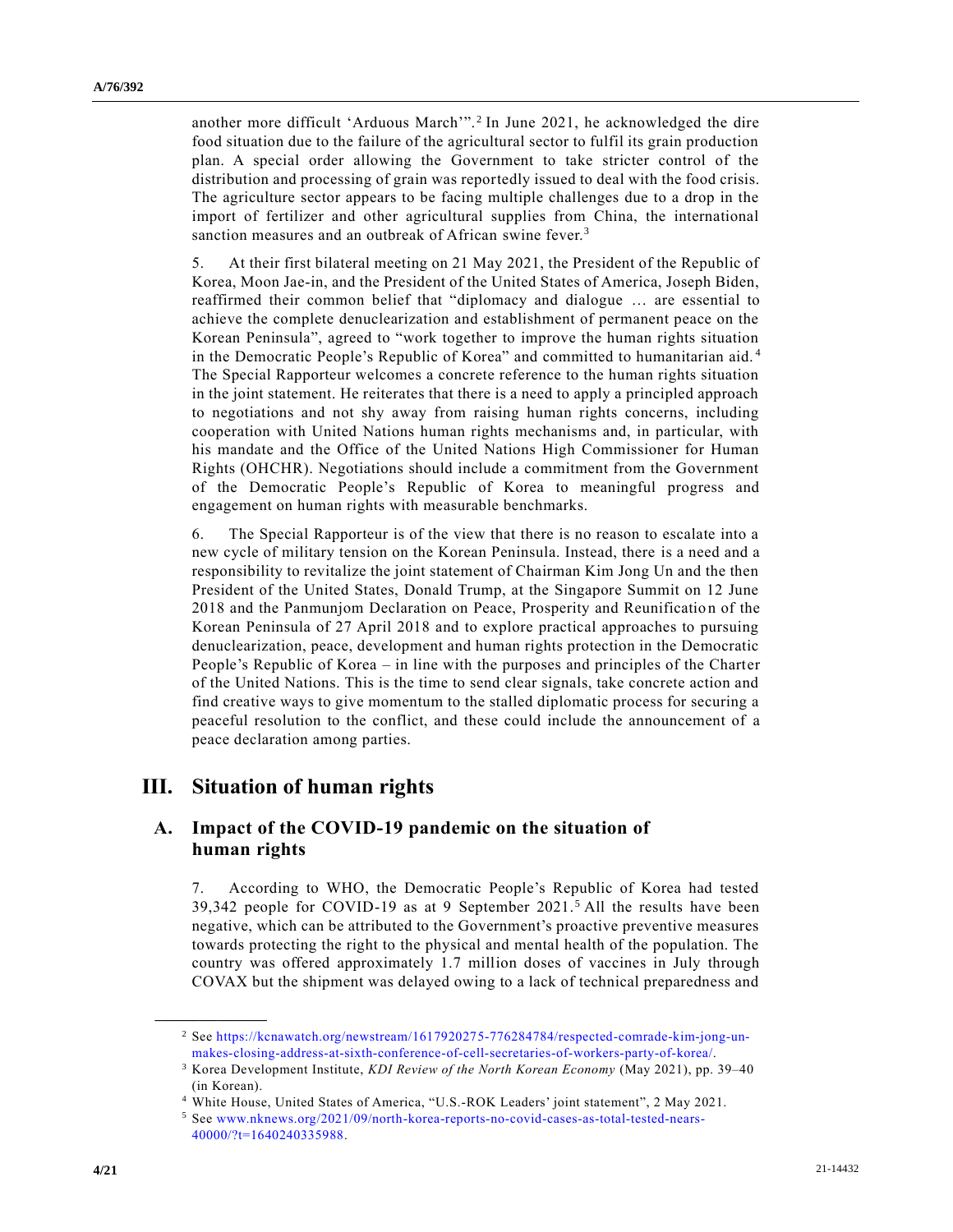another more difficult 'Arduous March'".[2] In June 2021, he acknowledged the dire food situation due to the failure of the agricultural sector to fulfil its grain production plan. A special order allowing the Government to take stricter control of the distribution and processing of grain was reportedly issued to deal with the food crisis. The agriculture sector appears to be facing multiple challenges due to a drop in the import of fertilizer and other agricultural supplies from China, the international sanction measures and an outbreak of African swine fever.[3]

5. At their first bilateral meeting on 21 May 2021, the President of the Republic of Korea, Moon Jae-in, and the President of the United States of America, Joseph Biden, reaffirmed their common belief that "diplomacy and dialogue … are essential to achieve the complete denuclearization and establishment of permanent peace on the Korean Peninsula", agreed to "work together to improve the human rights situation in the Democratic People's Republic of Korea" and committed to humanitarian aid.[4] The Special Rapporteur welcomes a concrete reference to the human rights situation in the joint statement. He reiterates that there is a need to apply a principled approach to negotiations and not shy away from raising human rights concerns, including cooperation with United Nations human rights mechanisms and, in particular, with his mandate and the Office of the United Nations High Commissioner for Human Rights (OHCHR). Negotiations should include a commitment from the Government of the Democratic People's Republic of Korea to meaningful progress and engagement on human rights with measurable benchmarks.

6. The Special Rapporteur is of the view that there is no reason to escalate into a new cycle of military tension on the Korean Peninsula. Instead, there is a need and a responsibility to revitalize the joint statement of Chairman Kim Jong Un and the then President of the United States, Donald Trump, at the Singapore Summit on 12 June 2018 and the Panmunjom Declaration on Peace, Prosperity and Reunification of the Korean Peninsula of 27 April 2018 and to explore practical approaches to pursuing denuclearization, peace, development and human rights protection in the Democratic People's Republic of Korea – in line with the purposes and principles of the Charter of the United Nations. This is the time to send clear signals, take concrete action and find creative ways to give momentum to the stalled diplomatic process for securing a peaceful resolution to the conflict, and these could include the announcement of a peace declaration among parties.

# III. Situation of human rights

## A. Impact of the COVID-19 pandemic on the situation of human rights

7. According to WHO, the Democratic People's Republic of Korea had tested 39,342 people for COVID-19 as at 9 September 2021.[5] All the results have been negative, which can be attributed to the Government's proactive preventive measures towards protecting the right to the physical and mental health of the population. The country was offered approximately 1.7 million doses of vaccines in July through COVAX but the shipment was delayed owing to a lack of technical preparedness and

---

[2] See https://kcnawatch.org/newstream/1617920275-776284784/respected-comrade-kim-jong-un-makes-closing-address-at-sixth-conference-of-cell-secretaries-of-workers-party-of-korea/.

[3] Korea Development Institute, *KDI Review of the North Korean Economy* (May 2021), pp. 39–40 (in Korean).

[4] White House, United States of America, "U.S.-ROK Leaders' joint statement", 2 May 2021.

[5] See www.nknews.org/2021/09/north-korea-reports-no-covid-cases-as-total-tested-nears-40000/?t=1640240335988.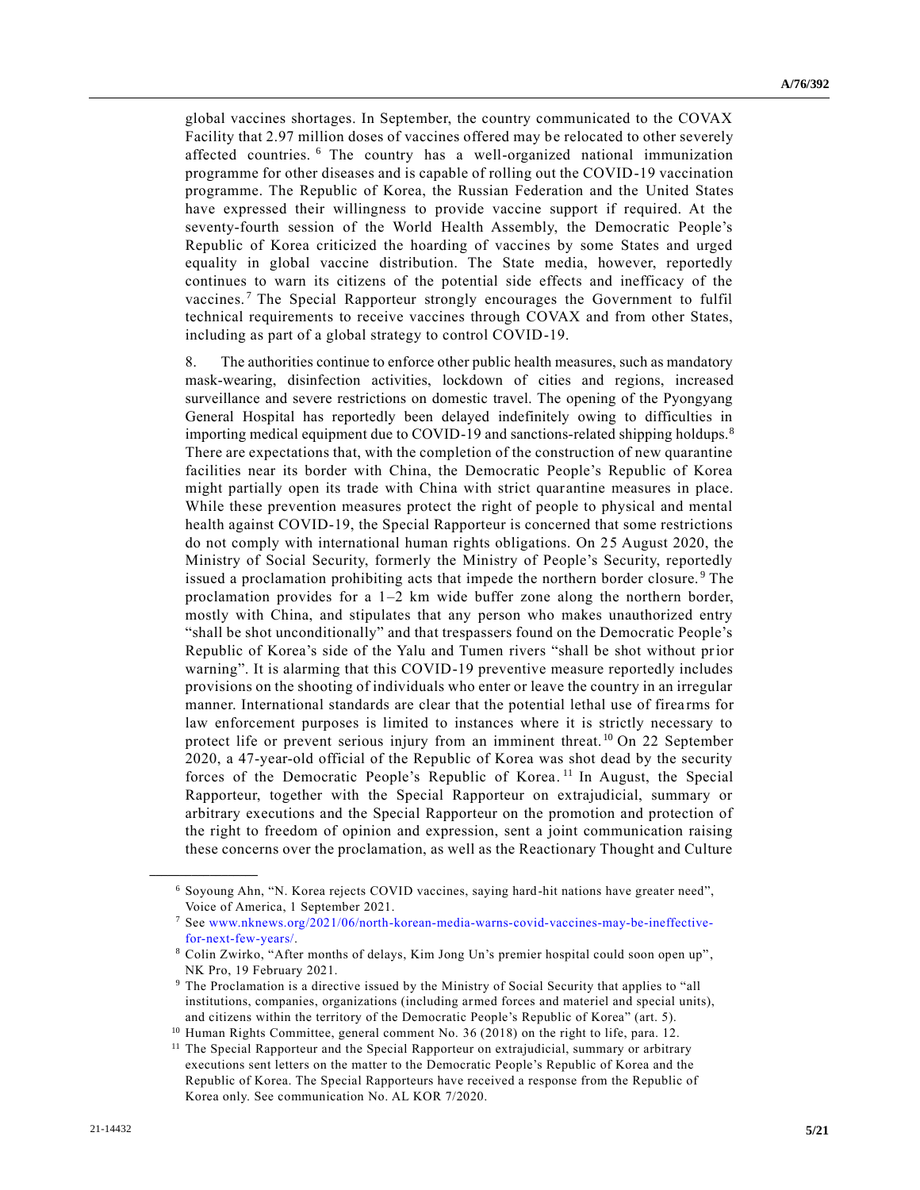global vaccines shortages. In September, the country communicated to the COVAX Facility that 2.97 million doses of vaccines offered may be relocated to other severely affected countries.[6] The country has a well-organized national immunization programme for other diseases and is capable of rolling out the COVID-19 vaccination programme. The Republic of Korea, the Russian Federation and the United States have expressed their willingness to provide vaccine support if required. At the seventy-fourth session of the World Health Assembly, the Democratic People's Republic of Korea criticized the hoarding of vaccines by some States and urged equality in global vaccine distribution. The State media, however, reportedly continues to warn its citizens of the potential side effects and inefficacy of the vaccines.[7] The Special Rapporteur strongly encourages the Government to fulfil technical requirements to receive vaccines through COVAX and from other States, including as part of a global strategy to control COVID-19.

8. The authorities continue to enforce other public health measures, such as mandatory mask-wearing, disinfection activities, lockdown of cities and regions, increased surveillance and severe restrictions on domestic travel. The opening of the Pyongyang General Hospital has reportedly been delayed indefinitely owing to difficulties in importing medical equipment due to COVID-19 and sanctions-related shipping holdups.[8] There are expectations that, with the completion of the construction of new quarantine facilities near its border with China, the Democratic People's Republic of Korea might partially open its trade with China with strict quarantine measures in place. While these prevention measures protect the right of people to physical and mental health against COVID-19, the Special Rapporteur is concerned that some restrictions do not comply with international human rights obligations. On 25 August 2020, the Ministry of Social Security, formerly the Ministry of People's Security, reportedly issued a proclamation prohibiting acts that impede the northern border closure.[9] The proclamation provides for a 1–2 km wide buffer zone along the northern border, mostly with China, and stipulates that any person who makes unauthorized entry "shall be shot unconditionally" and that trespassers found on the Democratic People's Republic of Korea's side of the Yalu and Tumen rivers "shall be shot without prior warning". It is alarming that this COVID-19 preventive measure reportedly includes provisions on the shooting of individuals who enter or leave the country in an irregular manner. International standards are clear that the potential lethal use of firearms for law enforcement purposes is limited to instances where it is strictly necessary to protect life or prevent serious injury from an imminent threat.[10] On 22 September 2020, a 47-year-old official of the Republic of Korea was shot dead by the security forces of the Democratic People's Republic of Korea.[11] In August, the Special Rapporteur, together with the Special Rapporteur on extrajudicial, summary or arbitrary executions and the Special Rapporteur on the promotion and protection of the right to freedom of opinion and expression, sent a joint communication raising these concerns over the proclamation, as well as the Reactionary Thought and Culture

---

[6] Soyoung Ahn, "N. Korea rejects COVID vaccines, saying hard-hit nations have greater need", Voice of America, 1 September 2021.

[7] See www.nknews.org/2021/06/north-korean-media-warns-covid-vaccines-may-be-ineffective-for-next-few-years/.

[8] Colin Zwirko, "After months of delays, Kim Jong Un's premier hospital could soon open up", NK Pro, 19 February 2021.

[9] The Proclamation is a directive issued by the Ministry of Social Security that applies to "all institutions, companies, organizations (including armed forces and materiel and special units), and citizens within the territory of the Democratic People's Republic of Korea" (art. 5).

[10] Human Rights Committee, general comment No. 36 (2018) on the right to life, para. 12.

[11] The Special Rapporteur and the Special Rapporteur on extrajudicial, summary or arbitrary executions sent letters on the matter to the Democratic People's Republic of Korea and the Republic of Korea. The Special Rapporteurs have received a response from the Republic of Korea only. See communication No. AL KOR 7/2020.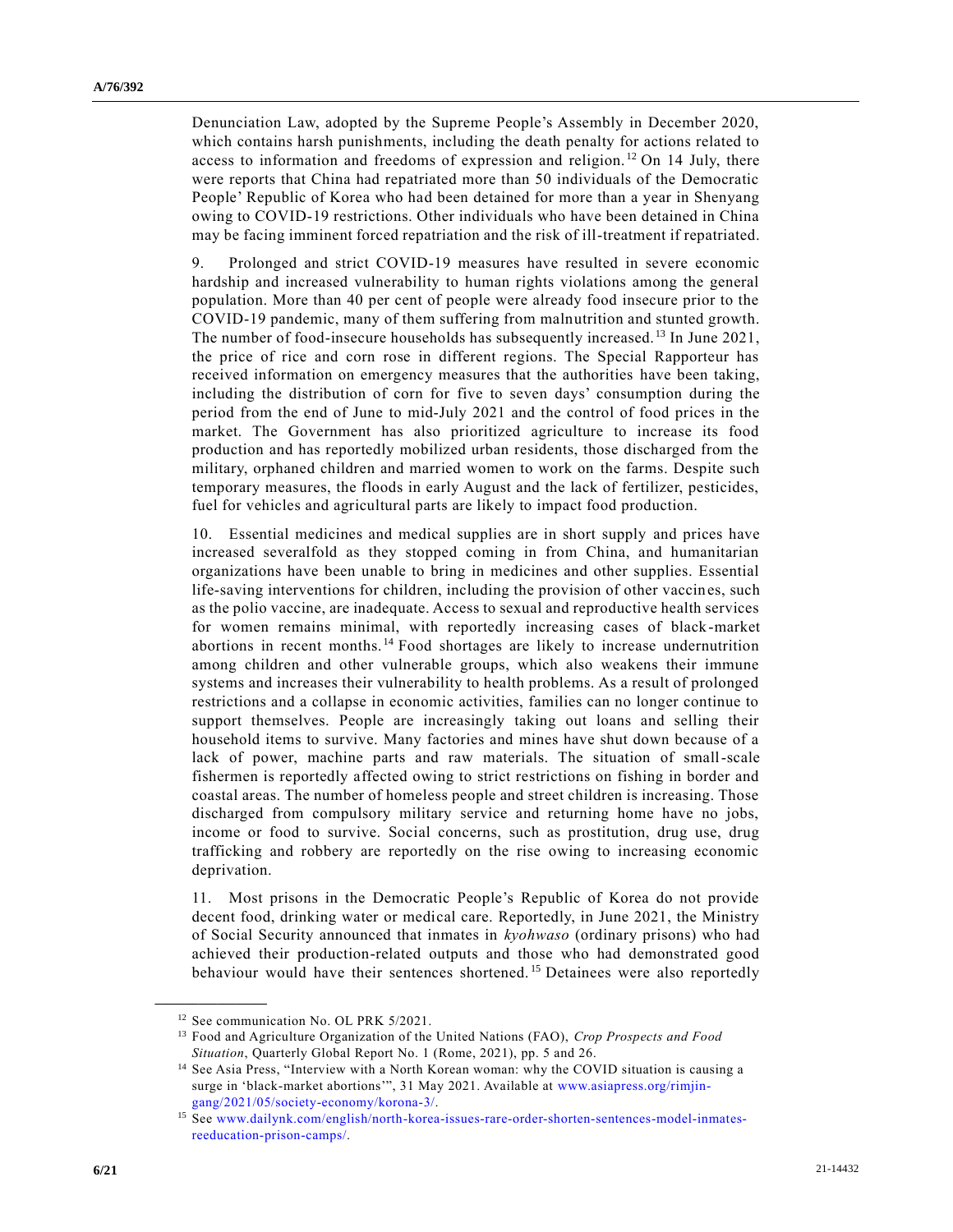Denunciation Law, adopted by the Supreme People's Assembly in December 2020, which contains harsh punishments, including the death penalty for actions related to access to information and freedoms of expression and religion.[12] On 14 July, there were reports that China had repatriated more than 50 individuals of the Democratic People' Republic of Korea who had been detained for more than a year in Shenyang owing to COVID-19 restrictions. Other individuals who have been detained in China may be facing imminent forced repatriation and the risk of ill-treatment if repatriated.

9. Prolonged and strict COVID-19 measures have resulted in severe economic hardship and increased vulnerability to human rights violations among the general population. More than 40 per cent of people were already food insecure prior to the COVID-19 pandemic, many of them suffering from malnutrition and stunted growth. The number of food-insecure households has subsequently increased.[13] In June 2021, the price of rice and corn rose in different regions. The Special Rapporteur has received information on emergency measures that the authorities have been taking, including the distribution of corn for five to seven days' consumption during the period from the end of June to mid-July 2021 and the control of food prices in the market. The Government has also prioritized agriculture to increase its food production and has reportedly mobilized urban residents, those discharged from the military, orphaned children and married women to work on the farms. Despite such temporary measures, the floods in early August and the lack of fertilizer, pesticides, fuel for vehicles and agricultural parts are likely to impact food production.

10. Essential medicines and medical supplies are in short supply and prices have increased severalfold as they stopped coming in from China, and humanitarian organizations have been unable to bring in medicines and other supplies. Essential life-saving interventions for children, including the provision of other vaccines, such as the polio vaccine, are inadequate. Access to sexual and reproductive health services for women remains minimal, with reportedly increasing cases of black-market abortions in recent months.[14] Food shortages are likely to increase undernutrition among children and other vulnerable groups, which also weakens their immune systems and increases their vulnerability to health problems. As a result of prolonged restrictions and a collapse in economic activities, families can no longer continue to support themselves. People are increasingly taking out loans and selling their household items to survive. Many factories and mines have shut down because of a lack of power, machine parts and raw materials. The situation of small-scale fishermen is reportedly affected owing to strict restrictions on fishing in border and coastal areas. The number of homeless people and street children is increasing. Those discharged from compulsory military service and returning home have no jobs, income or food to survive. Social concerns, such as prostitution, drug use, drug trafficking and robbery are reportedly on the rise owing to increasing economic deprivation.

11. Most prisons in the Democratic People's Republic of Korea do not provide decent food, drinking water or medical care. Reportedly, in June 2021, the Ministry of Social Security announced that inmates in *kyohwaso* (ordinary prisons) who had achieved their production-related outputs and those who had demonstrated good behaviour would have their sentences shortened.[15] Detainees were also reportedly

---

[12] See communication No. OL PRK 5/2021.

[13] Food and Agriculture Organization of the United Nations (FAO), *Crop Prospects and Food Situation*, Quarterly Global Report No. 1 (Rome, 2021), pp. 5 and 26.

[14] See Asia Press, "Interview with a North Korean woman: why the COVID situation is causing a surge in 'black-market abortions'", 31 May 2021. Available at www.asiapress.org/rimjin-gang/2021/05/society-economy/korona-3/.

[15] See www.dailynk.com/english/north-korea-issues-rare-order-shorten-sentences-model-inmates-reeducation-prison-camps/.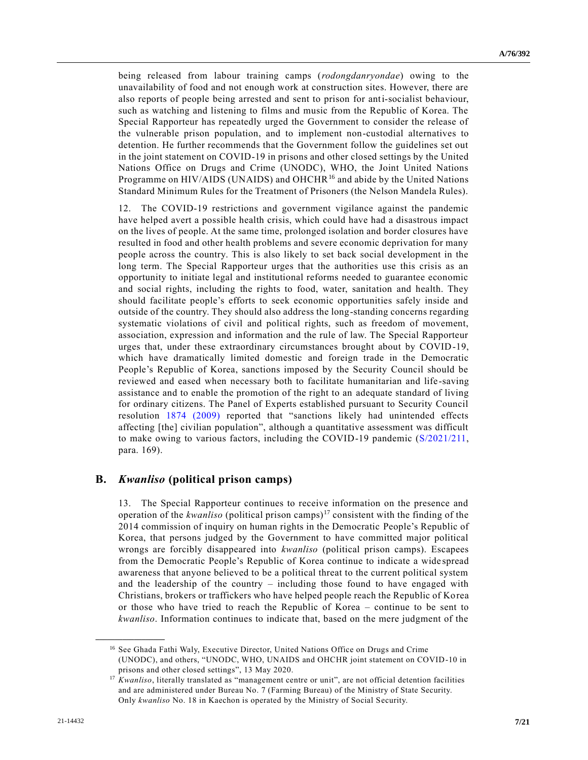being released from labour training camps (*rodongdanryondae*) owing to the unavailability of food and not enough work at construction sites. However, there are also reports of people being arrested and sent to prison for anti-socialist behaviour, such as watching and listening to films and music from the Republic of Korea. The Special Rapporteur has repeatedly urged the Government to consider the release of the vulnerable prison population, and to implement non-custodial alternatives to detention. He further recommends that the Government follow the guidelines set out in the joint statement on COVID-19 in prisons and other closed settings by the United Nations Office on Drugs and Crime (UNODC), WHO, the Joint United Nations Programme on HIV/AIDS (UNAIDS) and OHCHR[16] and abide by the United Nations Standard Minimum Rules for the Treatment of Prisoners (the Nelson Mandela Rules).

12. The COVID-19 restrictions and government vigilance against the pandemic have helped avert a possible health crisis, which could have had a disastrous impact on the lives of people. At the same time, prolonged isolation and border closures have resulted in food and other health problems and severe economic deprivation for many people across the country. This is also likely to set back social development in the long term. The Special Rapporteur urges that the authorities use this crisis as an opportunity to initiate legal and institutional reforms needed to guarantee economic and social rights, including the rights to food, water, sanitation and health. They should facilitate people's efforts to seek economic opportunities safely inside and outside of the country. They should also address the long-standing concerns regarding systematic violations of civil and political rights, such as freedom of movement, association, expression and information and the rule of law. The Special Rapporteur urges that, under these extraordinary circumstances brought about by COVID-19, which have dramatically limited domestic and foreign trade in the Democratic People's Republic of Korea, sanctions imposed by the Security Council should be reviewed and eased when necessary both to facilitate humanitarian and life-saving assistance and to enable the promotion of the right to an adequate standard of living for ordinary citizens. The Panel of Experts established pursuant to Security Council resolution 1874 (2009) reported that "sanctions likely had unintended effects affecting [the] civilian population", although a quantitative assessment was difficult to make owing to various factors, including the COVID-19 pandemic (S/2021/211, para. 169).

## B. *Kwanliso* (political prison camps)

13. The Special Rapporteur continues to receive information on the presence and operation of the *kwanliso* (political prison camps)[17] consistent with the finding of the 2014 commission of inquiry on human rights in the Democratic People's Republic of Korea, that persons judged by the Government to have committed major political wrongs are forcibly disappeared into *kwanliso* (political prison camps). Escapees from the Democratic People's Republic of Korea continue to indicate a widespread awareness that anyone believed to be a political threat to the current political system and the leadership of the country – including those found to have engaged with Christians, brokers or traffickers who have helped people reach the Republic of Korea or those who have tried to reach the Republic of Korea – continue to be sent to *kwanliso*. Information continues to indicate that, based on the mere judgment of the

---

[16] See Ghada Fathi Waly, Executive Director, United Nations Office on Drugs and Crime (UNODC), and others, "UNODC, WHO, UNAIDS and OHCHR joint statement on COVID-10 in prisons and other closed settings", 13 May 2020.

[17] *Kwanliso*, literally translated as "management centre or unit", are not official detention facilities and are administered under Bureau No. 7 (Farming Bureau) of the Ministry of State Security. Only *kwanliso* No. 18 in Kaechon is operated by the Ministry of Social Security.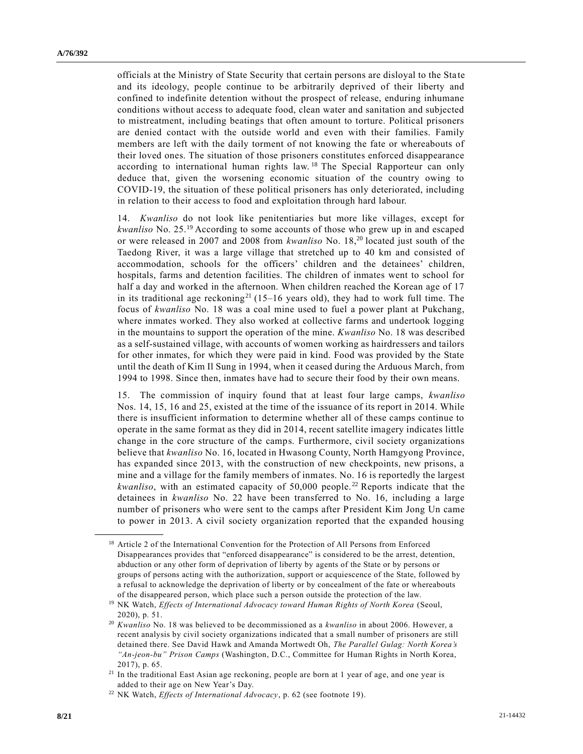officials at the Ministry of State Security that certain persons are disloyal to the State and its ideology, people continue to be arbitrarily deprived of their liberty and confined to indefinite detention without the prospect of release, enduring inhumane conditions without access to adequate food, clean water and sanitation and subjected to mistreatment, including beatings that often amount to torture. Political prisoners are denied contact with the outside world and even with their families. Family members are left with the daily torment of not knowing the fate or whereabouts of their loved ones. The situation of those prisoners constitutes enforced disappearance according to international human rights law.[18] The Special Rapporteur can only deduce that, given the worsening economic situation of the country owing to COVID-19, the situation of these political prisoners has only deteriorated, including in relation to their access to food and exploitation through hard labour.

14. *Kwanliso* do not look like penitentiaries but more like villages, except for *kwanliso* No. 25.[19] According to some accounts of those who grew up in and escaped or were released in 2007 and 2008 from *kwanliso* No. 18,[20] located just south of the Taedong River, it was a large village that stretched up to 40 km and consisted of accommodation, schools for the officers' children and the detainees' children, hospitals, farms and detention facilities. The children of inmates went to school for half a day and worked in the afternoon. When children reached the Korean age of 17 in its traditional age reckoning[21] (15–16 years old), they had to work full time. The focus of *kwanliso* No. 18 was a coal mine used to fuel a power plant at Pukchang, where inmates worked. They also worked at collective farms and undertook logging in the mountains to support the operation of the mine. *Kwanliso* No. 18 was described as a self-sustained village, with accounts of women working as hairdressers and tailors for other inmates, for which they were paid in kind. Food was provided by the State until the death of Kim Il Sung in 1994, when it ceased during the Arduous March, from 1994 to 1998. Since then, inmates have had to secure their food by their own means.

15. The commission of inquiry found that at least four large camps, *kwanliso* Nos. 14, 15, 16 and 25, existed at the time of the issuance of its report in 2014. While there is insufficient information to determine whether all of these camps continue to operate in the same format as they did in 2014, recent satellite imagery indicates little change in the core structure of the camps. Furthermore, civil society organizations believe that *kwanliso* No. 16, located in Hwasong County, North Hamgyong Province, has expanded since 2013, with the construction of new checkpoints, new prisons, a mine and a village for the family members of inmates. No. 16 is reportedly the largest *kwanliso*, with an estimated capacity of 50,000 people.[22] Reports indicate that the detainees in *kwanliso* No. 22 have been transferred to No. 16, including a large number of prisoners who were sent to the camps after President Kim Jong Un came to power in 2013. A civil society organization reported that the expanded housing

---

[18] Article 2 of the International Convention for the Protection of All Persons from Enforced Disappearances provides that "enforced disappearance" is considered to be the arrest, detention, abduction or any other form of deprivation of liberty by agents of the State or by persons or groups of persons acting with the authorization, support or acquiescence of the State, followed by a refusal to acknowledge the deprivation of liberty or by concealment of the fate or whereabouts of the disappeared person, which place such a person outside the protection of the law.

[19] NK Watch, *Effects of International Advocacy toward Human Rights of North Korea* (Seoul, 2020), p. 51.

[20] *Kwanliso* No. 18 was believed to be decommissioned as a *kwanliso* in about 2006. However, a recent analysis by civil society organizations indicated that a small number of prisoners are still detained there. See David Hawk and Amanda Mortwedt Oh, *The Parallel Gulag: North Korea's "An-jeon-bu" Prison Camps* (Washington, D.C., Committee for Human Rights in North Korea, 2017), p. 65.

[21] In the traditional East Asian age reckoning, people are born at 1 year of age, and one year is added to their age on New Year's Day.

[22] NK Watch, *Effects of International Advocacy*, p. 62 (see footnote 19).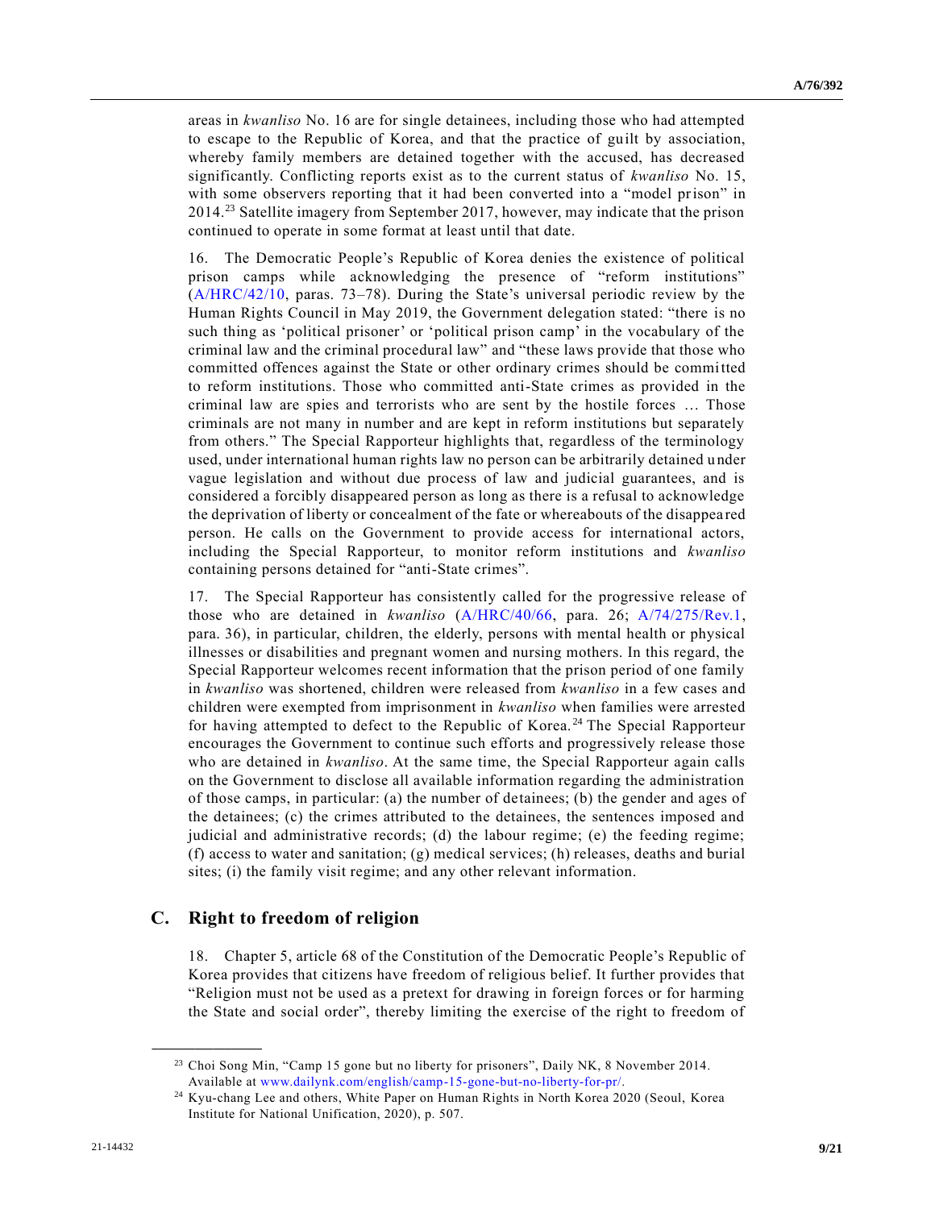areas in *kwanliso* No. 16 are for single detainees, including those who had attempted to escape to the Republic of Korea, and that the practice of guilt by association, whereby family members are detained together with the accused, has decreased significantly. Conflicting reports exist as to the current status of *kwanliso* No. 15, with some observers reporting that it had been converted into a "model prison" in 2014.[23] Satellite imagery from September 2017, however, may indicate that the prison continued to operate in some format at least until that date.

16. The Democratic People's Republic of Korea denies the existence of political prison camps while acknowledging the presence of "reform institutions" (A/HRC/42/10, paras. 73–78). During the State's universal periodic review by the Human Rights Council in May 2019, the Government delegation stated: "there is no such thing as 'political prisoner' or 'political prison camp' in the vocabulary of the criminal law and the criminal procedural law" and "these laws provide that those who committed offences against the State or other ordinary crimes should be committed to reform institutions. Those who committed anti-State crimes as provided in the criminal law are spies and terrorists who are sent by the hostile forces … Those criminals are not many in number and are kept in reform institutions but separately from others." The Special Rapporteur highlights that, regardless of the terminology used, under international human rights law no person can be arbitrarily detained under vague legislation and without due process of law and judicial guarantees, and is considered a forcibly disappeared person as long as there is a refusal to acknowledge the deprivation of liberty or concealment of the fate or whereabouts of the disappeared person. He calls on the Government to provide access for international actors, including the Special Rapporteur, to monitor reform institutions and *kwanliso* containing persons detained for "anti-State crimes".

17. The Special Rapporteur has consistently called for the progressive release of those who are detained in *kwanliso* (A/HRC/40/66, para. 26; A/74/275/Rev.1, para. 36), in particular, children, the elderly, persons with mental health or physical illnesses or disabilities and pregnant women and nursing mothers. In this regard, the Special Rapporteur welcomes recent information that the prison period of one family in *kwanliso* was shortened, children were released from *kwanliso* in a few cases and children were exempted from imprisonment in *kwanliso* when families were arrested for having attempted to defect to the Republic of Korea.[24] The Special Rapporteur encourages the Government to continue such efforts and progressively release those who are detained in *kwanliso*. At the same time, the Special Rapporteur again calls on the Government to disclose all available information regarding the administration of those camps, in particular: (a) the number of detainees; (b) the gender and ages of the detainees; (c) the crimes attributed to the detainees, the sentences imposed and judicial and administrative records; (d) the labour regime; (e) the feeding regime; (f) access to water and sanitation; (g) medical services; (h) releases, deaths and burial sites; (i) the family visit regime; and any other relevant information.

## C. Right to freedom of religion

18. Chapter 5, article 68 of the Constitution of the Democratic People's Republic of Korea provides that citizens have freedom of religious belief. It further provides that "Religion must not be used as a pretext for drawing in foreign forces or for harming the State and social order", thereby limiting the exercise of the right to freedom of

---

[23] Choi Song Min, "Camp 15 gone but no liberty for prisoners", Daily NK, 8 November 2014. Available at www.dailynk.com/english/camp-15-gone-but-no-liberty-for-pr/.

[24] Kyu-chang Lee and others, White Paper on Human Rights in North Korea 2020 (Seoul, Korea Institute for National Unification, 2020), p. 507.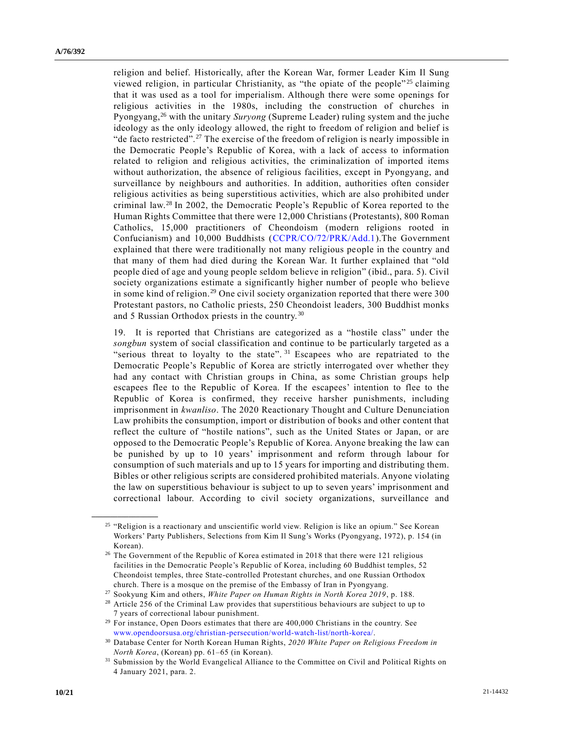religion and belief. Historically, after the Korean War, former Leader Kim Il Sung viewed religion, in particular Christianity, as "the opiate of the people"[25] claiming that it was used as a tool for imperialism. Although there were some openings for religious activities in the 1980s, including the construction of churches in Pyongyang,[26] with the unitary *Suryong* (Supreme Leader) ruling system and the juche ideology as the only ideology allowed, the right to freedom of religion and belief is "de facto restricted".[27] The exercise of the freedom of religion is nearly impossible in the Democratic People's Republic of Korea, with a lack of access to information related to religion and religious activities, the criminalization of imported items without authorization, the absence of religious facilities, except in Pyongyang, and surveillance by neighbours and authorities. In addition, authorities often consider religious activities as being superstitious activities, which are also prohibited under criminal law.[28] In 2002, the Democratic People's Republic of Korea reported to the Human Rights Committee that there were 12,000 Christians (Protestants), 800 Roman Catholics, 15,000 practitioners of Cheondoism (modern religions rooted in Confucianism) and 10,000 Buddhists (CCPR/CO/72/PRK/Add.1).The Government explained that there were traditionally not many religious people in the country and that many of them had died during the Korean War. It further explained that "old people died of age and young people seldom believe in religion" (ibid., para. 5). Civil society organizations estimate a significantly higher number of people who believe in some kind of religion.[29] One civil society organization reported that there were 300 Protestant pastors, no Catholic priests, 250 Cheondoist leaders, 300 Buddhist monks and 5 Russian Orthodox priests in the country.[30]

19. It is reported that Christians are categorized as a "hostile class" under the *songbun* system of social classification and continue to be particularly targeted as a "serious threat to loyalty to the state".[31] Escapees who are repatriated to the Democratic People's Republic of Korea are strictly interrogated over whether they had any contact with Christian groups in China, as some Christian groups help escapees flee to the Republic of Korea. If the escapees' intention to flee to the Republic of Korea is confirmed, they receive harsher punishments, including imprisonment in *kwanliso*. The 2020 Reactionary Thought and Culture Denunciation Law prohibits the consumption, import or distribution of books and other content that reflect the culture of "hostile nations", such as the United States or Japan, or are opposed to the Democratic People's Republic of Korea. Anyone breaking the law can be punished by up to 10 years' imprisonment and reform through labour for consumption of such materials and up to 15 years for importing and distributing them. Bibles or other religious scripts are considered prohibited materials. Anyone violating the law on superstitious behaviour is subject to up to seven years' imprisonment and correctional labour. According to civil society organizations, surveillance and

---

[25] "Religion is a reactionary and unscientific world view. Religion is like an opium." See Korean Workers' Party Publishers, Selections from Kim Il Sung's Works (Pyongyang, 1972), p. 154 (in Korean).

[26] The Government of the Republic of Korea estimated in 2018 that there were 121 religious facilities in the Democratic People's Republic of Korea, including 60 Buddhist temples, 52 Cheondoist temples, three State-controlled Protestant churches, and one Russian Orthodox church. There is a mosque on the premise of the Embassy of Iran in Pyongyang.

[27] Sookyung Kim and others, *White Paper on Human Rights in North Korea 2019*, p. 188.

[28] Article 256 of the Criminal Law provides that superstitious behaviours are subject to up to 7 years of correctional labour punishment.

[29] For instance, Open Doors estimates that there are 400,000 Christians in the country. See www.opendoorsusa.org/christian-persecution/world-watch-list/north-korea/.

[30] Database Center for North Korean Human Rights, *2020 White Paper on Religious Freedom in North Korea*, (Korean) pp. 61–65 (in Korean).

[31] Submission by the World Evangelical Alliance to the Committee on Civil and Political Rights on 4 January 2021, para. 2.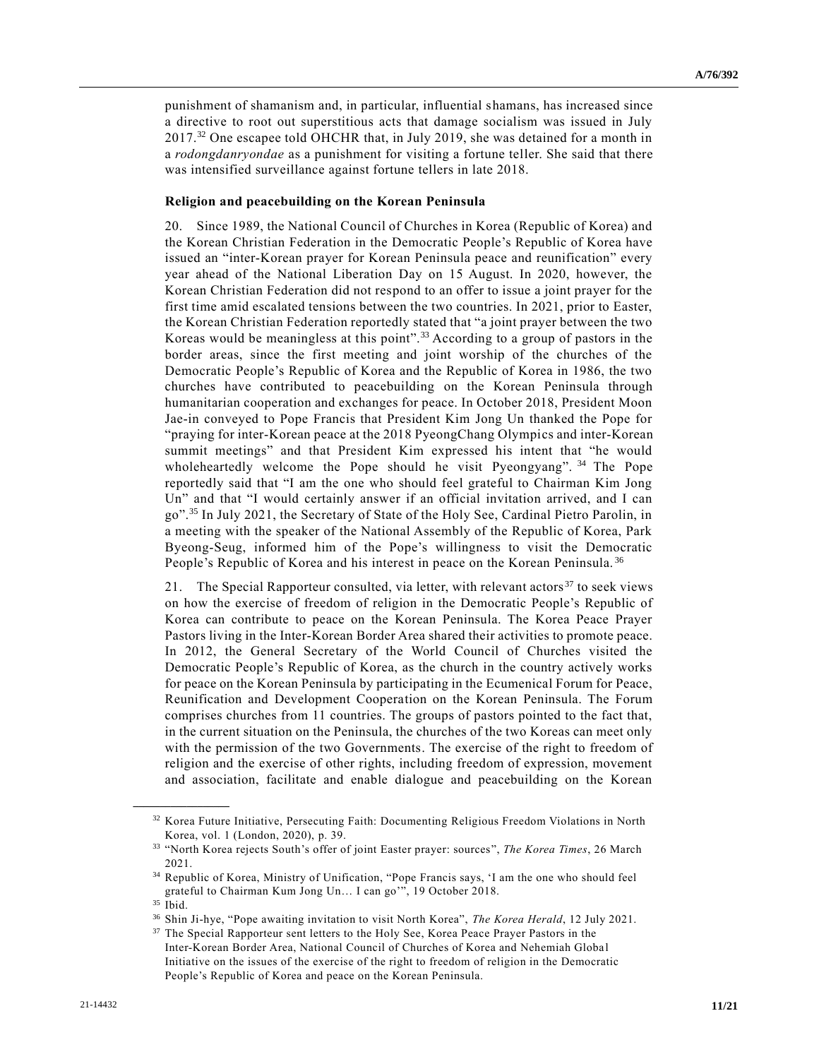punishment of shamanism and, in particular, influential shamans, has increased since a directive to root out superstitious acts that damage socialism was issued in July 2017.[32] One escapee told OHCHR that, in July 2019, she was detained for a month in a *rodongdanryondae* as a punishment for visiting a fortune teller. She said that there was intensified surveillance against fortune tellers in late 2018.

**Religion and peacebuilding on the Korean Peninsula**

20. Since 1989, the National Council of Churches in Korea (Republic of Korea) and the Korean Christian Federation in the Democratic People's Republic of Korea have issued an "inter-Korean prayer for Korean Peninsula peace and reunification" every year ahead of the National Liberation Day on 15 August. In 2020, however, the Korean Christian Federation did not respond to an offer to issue a joint prayer for the first time amid escalated tensions between the two countries. In 2021, prior to Easter, the Korean Christian Federation reportedly stated that "a joint prayer between the two Koreas would be meaningless at this point".[33] According to a group of pastors in the border areas, since the first meeting and joint worship of the churches of the Democratic People's Republic of Korea and the Republic of Korea in 1986, the two churches have contributed to peacebuilding on the Korean Peninsula through humanitarian cooperation and exchanges for peace. In October 2018, President Moon Jae-in conveyed to Pope Francis that President Kim Jong Un thanked the Pope for "praying for inter-Korean peace at the 2018 PyeongChang Olympics and inter-Korean summit meetings" and that President Kim expressed his intent that "he would wholeheartedly welcome the Pope should he visit Pyeongyang".[34] The Pope reportedly said that "I am the one who should feel grateful to Chairman Kim Jong Un" and that "I would certainly answer if an official invitation arrived, and I can go".[35] In July 2021, the Secretary of State of the Holy See, Cardinal Pietro Parolin, in a meeting with the speaker of the National Assembly of the Republic of Korea, Park Byeong-Seug, informed him of the Pope's willingness to visit the Democratic People's Republic of Korea and his interest in peace on the Korean Peninsula.[36]

21. The Special Rapporteur consulted, via letter, with relevant actors[37] to seek views on how the exercise of freedom of religion in the Democratic People's Republic of Korea can contribute to peace on the Korean Peninsula. The Korea Peace Prayer Pastors living in the Inter-Korean Border Area shared their activities to promote peace. In 2012, the General Secretary of the World Council of Churches visited the Democratic People's Republic of Korea, as the church in the country actively works for peace on the Korean Peninsula by participating in the Ecumenical Forum for Peace, Reunification and Development Cooperation on the Korean Peninsula. The Forum comprises churches from 11 countries. The groups of pastors pointed to the fact that, in the current situation on the Peninsula, the churches of the two Koreas can meet only with the permission of the two Governments. The exercise of the right to freedom of religion and the exercise of other rights, including freedom of expression, movement and association, facilitate and enable dialogue and peacebuilding on the Korean

---

[32] Korea Future Initiative, Persecuting Faith: Documenting Religious Freedom Violations in North Korea, vol. 1 (London, 2020), p. 39.

[33] "North Korea rejects South's offer of joint Easter prayer: sources", *The Korea Times*, 26 March 2021.

[34] Republic of Korea, Ministry of Unification, "Pope Francis says, 'I am the one who should feel grateful to Chairman Kum Jong Un… I can go'", 19 October 2018.

[35] Ibid.

[36] Shin Ji-hye, "Pope awaiting invitation to visit North Korea", *The Korea Herald*, 12 July 2021.

[37] The Special Rapporteur sent letters to the Holy See, Korea Peace Prayer Pastors in the Inter-Korean Border Area, National Council of Churches of Korea and Nehemiah Global Initiative on the issues of the exercise of the right to freedom of religion in the Democratic People's Republic of Korea and peace on the Korean Peninsula.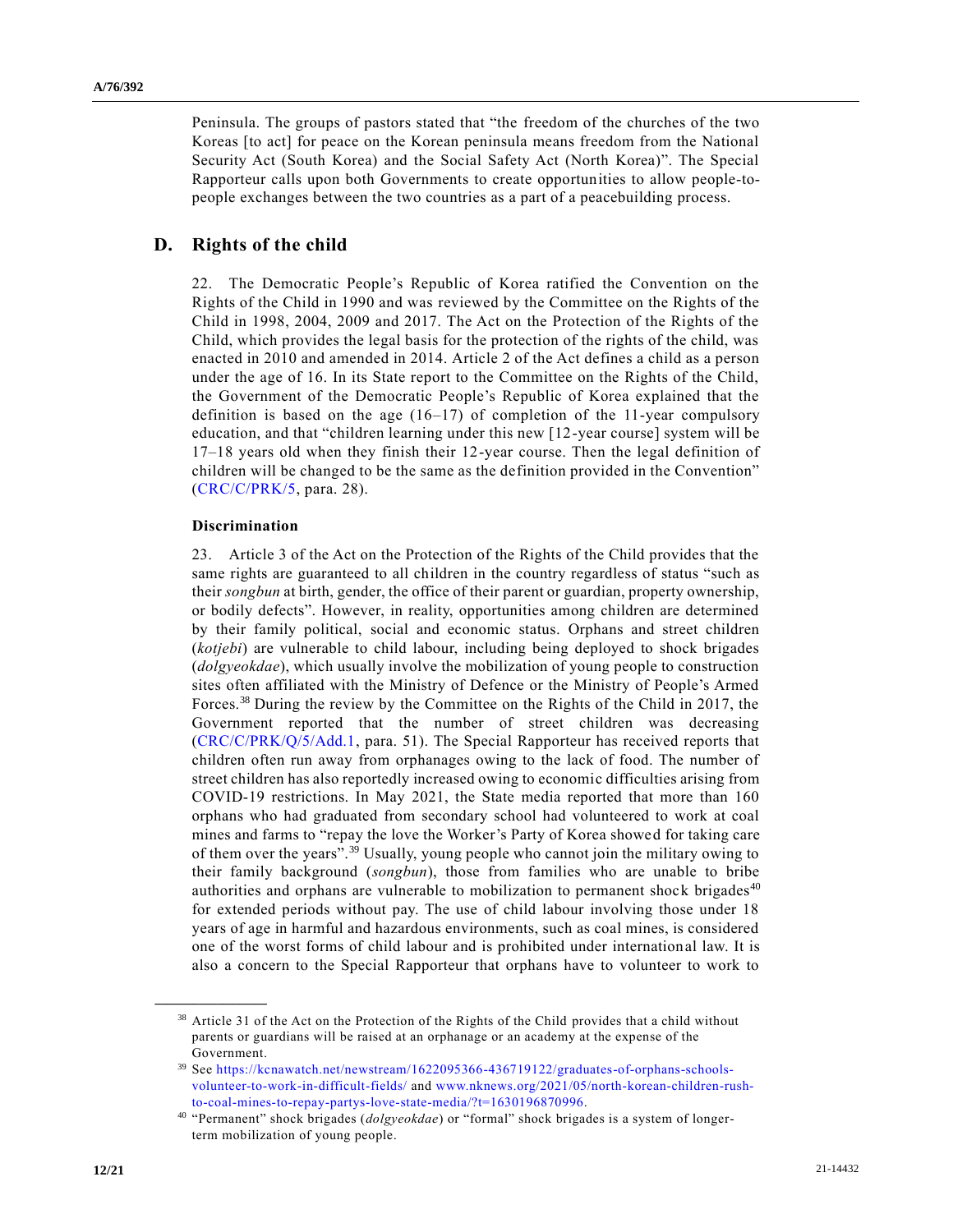Peninsula. The groups of pastors stated that "the freedom of the churches of the two Koreas [to act] for peace on the Korean peninsula means freedom from the National Security Act (South Korea) and the Social Safety Act (North Korea)". The Special Rapporteur calls upon both Governments to create opportunities to allow people-to-people exchanges between the two countries as a part of a peacebuilding process.

## D. Rights of the child

22. The Democratic People's Republic of Korea ratified the Convention on the Rights of the Child in 1990 and was reviewed by the Committee on the Rights of the Child in 1998, 2004, 2009 and 2017. The Act on the Protection of the Rights of the Child, which provides the legal basis for the protection of the rights of the child, was enacted in 2010 and amended in 2014. Article 2 of the Act defines a child as a person under the age of 16. In its State report to the Committee on the Rights of the Child, the Government of the Democratic People's Republic of Korea explained that the definition is based on the age (16–17) of completion of the 11-year compulsory education, and that "children learning under this new [12-year course] system will be 17–18 years old when they finish their 12-year course. Then the legal definition of children will be changed to be the same as the definition provided in the Convention" (CRC/C/PRK/5, para. 28).

### Discrimination

23. Article 3 of the Act on the Protection of the Rights of the Child provides that the same rights are guaranteed to all children in the country regardless of status "such as their *songbun* at birth, gender, the office of their parent or guardian, property ownership, or bodily defects". However, in reality, opportunities among children are determined by their family political, social and economic status. Orphans and street children (*kotjebi*) are vulnerable to child labour, including being deployed to shock brigades (*dolgyeokdae*), which usually involve the mobilization of young people to construction sites often affiliated with the Ministry of Defence or the Ministry of People's Armed Forces.[38] During the review by the Committee on the Rights of the Child in 2017, the Government reported that the number of street children was decreasing (CRC/C/PRK/Q/5/Add.1, para. 51). The Special Rapporteur has received reports that children often run away from orphanages owing to the lack of food. The number of street children has also reportedly increased owing to economic difficulties arising from COVID-19 restrictions. In May 2021, the State media reported that more than 160 orphans who had graduated from secondary school had volunteered to work at coal mines and farms to "repay the love the Worker's Party of Korea showed for taking care of them over the years".[39] Usually, young people who cannot join the military owing to their family background (*songbun*), those from families who are unable to bribe authorities and orphans are vulnerable to mobilization to permanent shock brigades[40] for extended periods without pay. The use of child labour involving those under 18 years of age in harmful and hazardous environments, such as coal mines, is considered one of the worst forms of child labour and is prohibited under international law. It is also a concern to the Special Rapporteur that orphans have to volunteer to work to

---

[38] Article 31 of the Act on the Protection of the Rights of the Child provides that a child without parents or guardians will be raised at an orphanage or an academy at the expense of the Government.

[39] See https://kcnawatch.net/newstream/1622095366-436719122/graduates-of-orphans-schools-volunteer-to-work-in-difficult-fields/ and www.nknews.org/2021/05/north-korean-children-rush-to-coal-mines-to-repay-partys-love-state-media/?t=1630196870996.

[40] "Permanent" shock brigades (*dolgyeokdae*) or "formal" shock brigades is a system of longer-term mobilization of young people.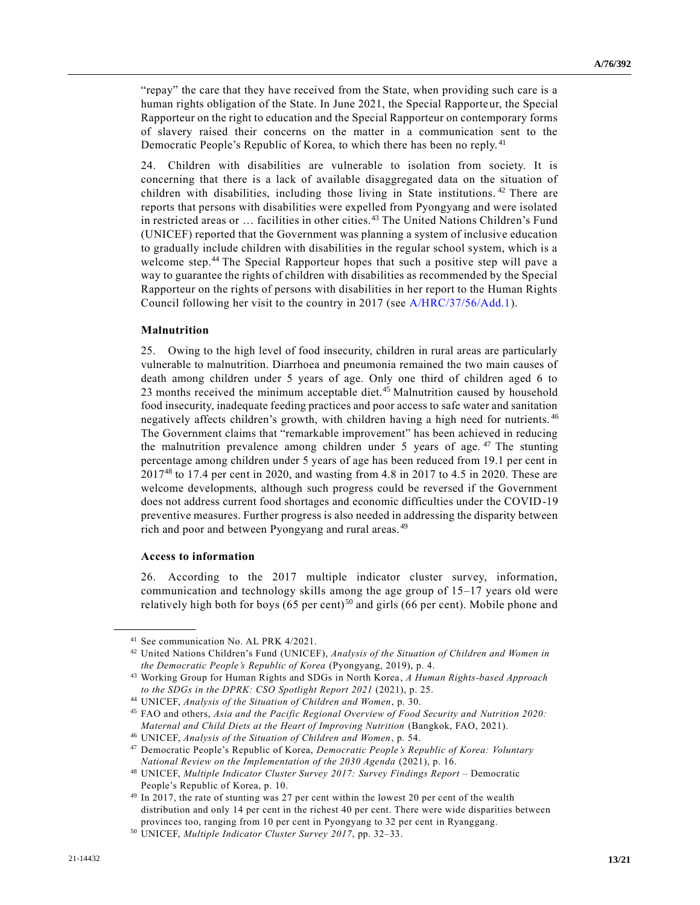"repay" the care that they have received from the State, when providing such care is a human rights obligation of the State. In June 2021, the Special Rapporteur, the Special Rapporteur on the right to education and the Special Rapporteur on contemporary forms of slavery raised their concerns on the matter in a communication sent to the Democratic People's Republic of Korea, to which there has been no reply.[41]

24. Children with disabilities are vulnerable to isolation from society. It is concerning that there is a lack of available disaggregated data on the situation of children with disabilities, including those living in State institutions.[42] There are reports that persons with disabilities were expelled from Pyongyang and were isolated in restricted areas or … facilities in other cities.[43] The United Nations Children's Fund (UNICEF) reported that the Government was planning a system of inclusive education to gradually include children with disabilities in the regular school system, which is a welcome step.[44] The Special Rapporteur hopes that such a positive step will pave a way to guarantee the rights of children with disabilities as recommended by the Special Rapporteur on the rights of persons with disabilities in her report to the Human Rights Council following her visit to the country in 2017 (see A/HRC/37/56/Add.1).

**Malnutrition**

25. Owing to the high level of food insecurity, children in rural areas are particularly vulnerable to malnutrition. Diarrhoea and pneumonia remained the two main causes of death among children under 5 years of age. Only one third of children aged 6 to 23 months received the minimum acceptable diet.[45] Malnutrition caused by household food insecurity, inadequate feeding practices and poor access to safe water and sanitation negatively affects children's growth, with children having a high need for nutrients.[46] The Government claims that "remarkable improvement" has been achieved in reducing the malnutrition prevalence among children under 5 years of age.[47] The stunting percentage among children under 5 years of age has been reduced from 19.1 per cent in 2017[48] to 17.4 per cent in 2020, and wasting from 4.8 in 2017 to 4.5 in 2020. These are welcome developments, although such progress could be reversed if the Government does not address current food shortages and economic difficulties under the COVID-19 preventive measures. Further progress is also needed in addressing the disparity between rich and poor and between Pyongyang and rural areas.[49]

**Access to information**

26. According to the 2017 multiple indicator cluster survey, information, communication and technology skills among the age group of 15–17 years old were relatively high both for boys (65 per cent)[50] and girls (66 per cent). Mobile phone and

---

[41] See communication No. AL PRK 4/2021.

[42] United Nations Children's Fund (UNICEF), *Analysis of the Situation of Children and Women in the Democratic People's Republic of Korea* (Pyongyang, 2019), p. 4.

[43] Working Group for Human Rights and SDGs in North Korea, *A Human Rights-based Approach to the SDGs in the DPRK: CSO Spotlight Report 2021* (2021), p. 25.

[44] UNICEF, *Analysis of the Situation of Children and Women*, p. 30.

[45] FAO and others, *Asia and the Pacific Regional Overview of Food Security and Nutrition 2020: Maternal and Child Diets at the Heart of Improving Nutrition* (Bangkok, FAO, 2021).

[46] UNICEF, *Analysis of the Situation of Children and Women*, p. 54.

[47] Democratic People's Republic of Korea, *Democratic People's Republic of Korea: Voluntary National Review on the Implementation of the 2030 Agenda* (2021), p. 16.

[48] UNICEF, *Multiple Indicator Cluster Survey 2017: Survey Findings Report* – Democratic People's Republic of Korea, p. 10.

[49] In 2017, the rate of stunting was 27 per cent within the lowest 20 per cent of the wealth distribution and only 14 per cent in the richest 40 per cent. There were wide disparities between provinces too, ranging from 10 per cent in Pyongyang to 32 per cent in Ryanggang.

[50] UNICEF, *Multiple Indicator Cluster Survey 2017*, pp. 32–33.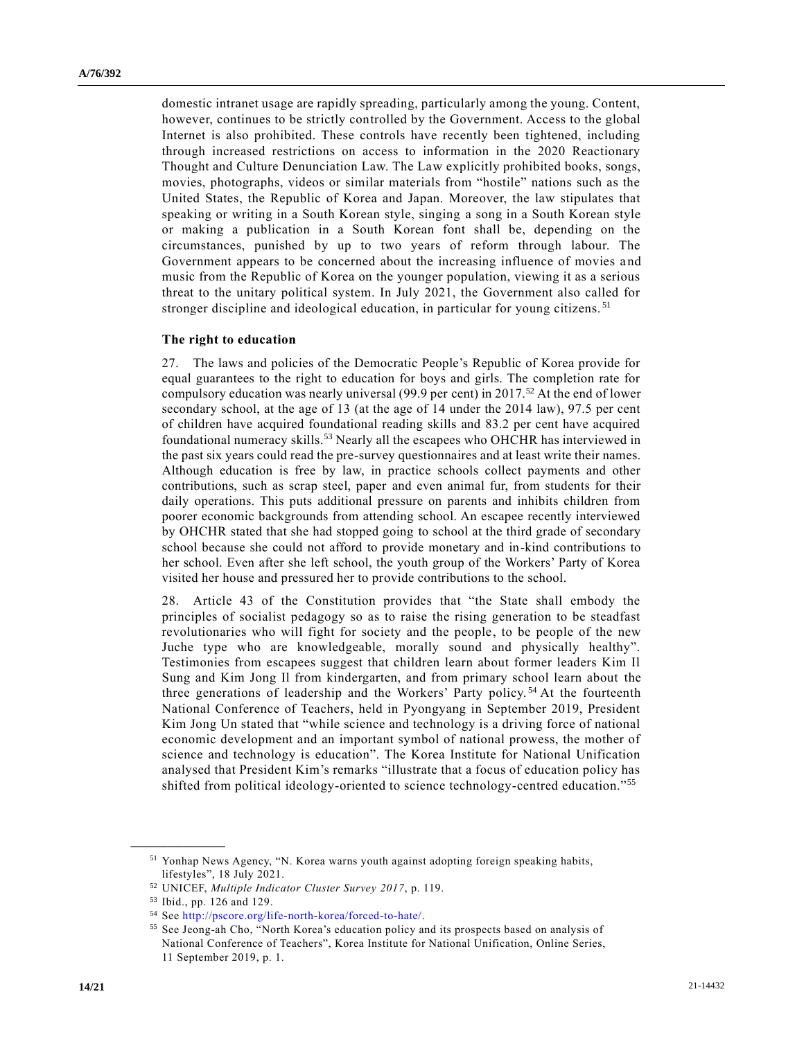domestic intranet usage are rapidly spreading, particularly among the young. Content, however, continues to be strictly controlled by the Government. Access to the global Internet is also prohibited. These controls have recently been tightened, including through increased restrictions on access to information in the 2020 Reactionary Thought and Culture Denunciation Law. The Law explicitly prohibited books, songs, movies, photographs, videos or similar materials from "hostile" nations such as the United States, the Republic of Korea and Japan. Moreover, the law stipulates that speaking or writing in a South Korean style, singing a song in a South Korean style or making a publication in a South Korean font shall be, depending on the circumstances, punished by up to two years of reform through labour. The Government appears to be concerned about the increasing influence of movies and music from the Republic of Korea on the younger population, viewing it as a serious threat to the unitary political system. In July 2021, the Government also called for stronger discipline and ideological education, in particular for young citizens.[51]

### The right to education

27. The laws and policies of the Democratic People's Republic of Korea provide for equal guarantees to the right to education for boys and girls. The completion rate for compulsory education was nearly universal (99.9 per cent) in 2017.[52] At the end of lower secondary school, at the age of 13 (at the age of 14 under the 2014 law), 97.5 per cent of children have acquired foundational reading skills and 83.2 per cent have acquired foundational numeracy skills.[53] Nearly all the escapees who OHCHR has interviewed in the past six years could read the pre-survey questionnaires and at least write their names. Although education is free by law, in practice schools collect payments and other contributions, such as scrap steel, paper and even animal fur, from students for their daily operations. This puts additional pressure on parents and inhibits children from poorer economic backgrounds from attending school. An escapee recently interviewed by OHCHR stated that she had stopped going to school at the third grade of secondary school because she could not afford to provide monetary and in-kind contributions to her school. Even after she left school, the youth group of the Workers' Party of Korea visited her house and pressured her to provide contributions to the school.

28. Article 43 of the Constitution provides that "the State shall embody the principles of socialist pedagogy so as to raise the rising generation to be steadfast revolutionaries who will fight for society and the people, to be people of the new Juche type who are knowledgeable, morally sound and physically healthy". Testimonies from escapees suggest that children learn about former leaders Kim Il Sung and Kim Jong Il from kindergarten, and from primary school learn about the three generations of leadership and the Workers' Party policy.[54] At the fourteenth National Conference of Teachers, held in Pyongyang in September 2019, President Kim Jong Un stated that "while science and technology is a driving force of national economic development and an important symbol of national prowess, the mother of science and technology is education". The Korea Institute for National Unification analysed that President Kim's remarks "illustrate that a focus of education policy has shifted from political ideology-oriented to science technology-centred education."[55]

---

[51] Yonhap News Agency, "N. Korea warns youth against adopting foreign speaking habits, lifestyles", 18 July 2021.

[52] UNICEF, *Multiple Indicator Cluster Survey 2017*, p. 119.

[53] Ibid., pp. 126 and 129.

[54] See http://pscore.org/life-north-korea/forced-to-hate/.

[55] See Jeong-ah Cho, "North Korea's education policy and its prospects based on analysis of National Conference of Teachers", Korea Institute for National Unification, Online Series, 11 September 2019, p. 1.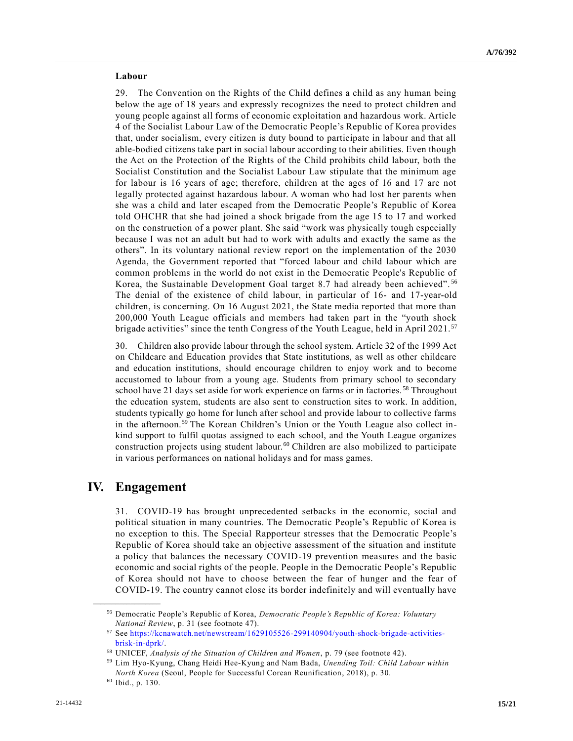### Labour

29. The Convention on the Rights of the Child defines a child as any human being below the age of 18 years and expressly recognizes the need to protect children and young people against all forms of economic exploitation and hazardous work. Article 4 of the Socialist Labour Law of the Democratic People's Republic of Korea provides that, under socialism, every citizen is duty bound to participate in labour and that all able-bodied citizens take part in social labour according to their abilities. Even though the Act on the Protection of the Rights of the Child prohibits child labour, both the Socialist Constitution and the Socialist Labour Law stipulate that the minimum age for labour is 16 years of age; therefore, children at the ages of 16 and 17 are not legally protected against hazardous labour. A woman who had lost her parents when she was a child and later escaped from the Democratic People's Republic of Korea told OHCHR that she had joined a shock brigade from the age 15 to 17 and worked on the construction of a power plant. She said "work was physically tough especially because I was not an adult but had to work with adults and exactly the same as the others". In its voluntary national review report on the implementation of the 2030 Agenda, the Government reported that "forced labour and child labour which are common problems in the world do not exist in the Democratic People's Republic of Korea, the Sustainable Development Goal target 8.7 had already been achieved".[56] The denial of the existence of child labour, in particular of 16- and 17-year-old children, is concerning. On 16 August 2021, the State media reported that more than 200,000 Youth League officials and members had taken part in the "youth shock brigade activities" since the tenth Congress of the Youth League, held in April 2021.[57]

30. Children also provide labour through the school system. Article 32 of the 1999 Act on Childcare and Education provides that State institutions, as well as other childcare and education institutions, should encourage children to enjoy work and to become accustomed to labour from a young age. Students from primary school to secondary school have 21 days set aside for work experience on farms or in factories.[58] Throughout the education system, students are also sent to construction sites to work. In addition, students typically go home for lunch after school and provide labour to collective farms in the afternoon.[59] The Korean Children's Union or the Youth League also collect in-kind support to fulfil quotas assigned to each school, and the Youth League organizes construction projects using student labour.[60] Children are also mobilized to participate in various performances on national holidays and for mass games.

## IV. Engagement

31. COVID-19 has brought unprecedented setbacks in the economic, social and political situation in many countries. The Democratic People's Republic of Korea is no exception to this. The Special Rapporteur stresses that the Democratic People's Republic of Korea should take an objective assessment of the situation and institute a policy that balances the necessary COVID-19 prevention measures and the basic economic and social rights of the people. People in the Democratic People's Republic of Korea should not have to choose between the fear of hunger and the fear of COVID-19. The country cannot close its border indefinitely and will eventually have

---

[56] Democratic People's Republic of Korea, *Democratic People's Republic of Korea: Voluntary National Review*, p. 31 (see footnote 47).

[57] See https://kcnawatch.net/newstream/1629105526-299140904/youth-shock-brigade-activities-brisk-in-dprk/.

[58] UNICEF, *Analysis of the Situation of Children and Women*, p. 79 (see footnote 42).

[59] Lim Hyo-Kyung, Chang Heidi Hee-Kyung and Nam Bada, *Unending Toil: Child Labour within North Korea* (Seoul, People for Successful Corean Reunification, 2018), p. 30.

[60] Ibid., p. 130.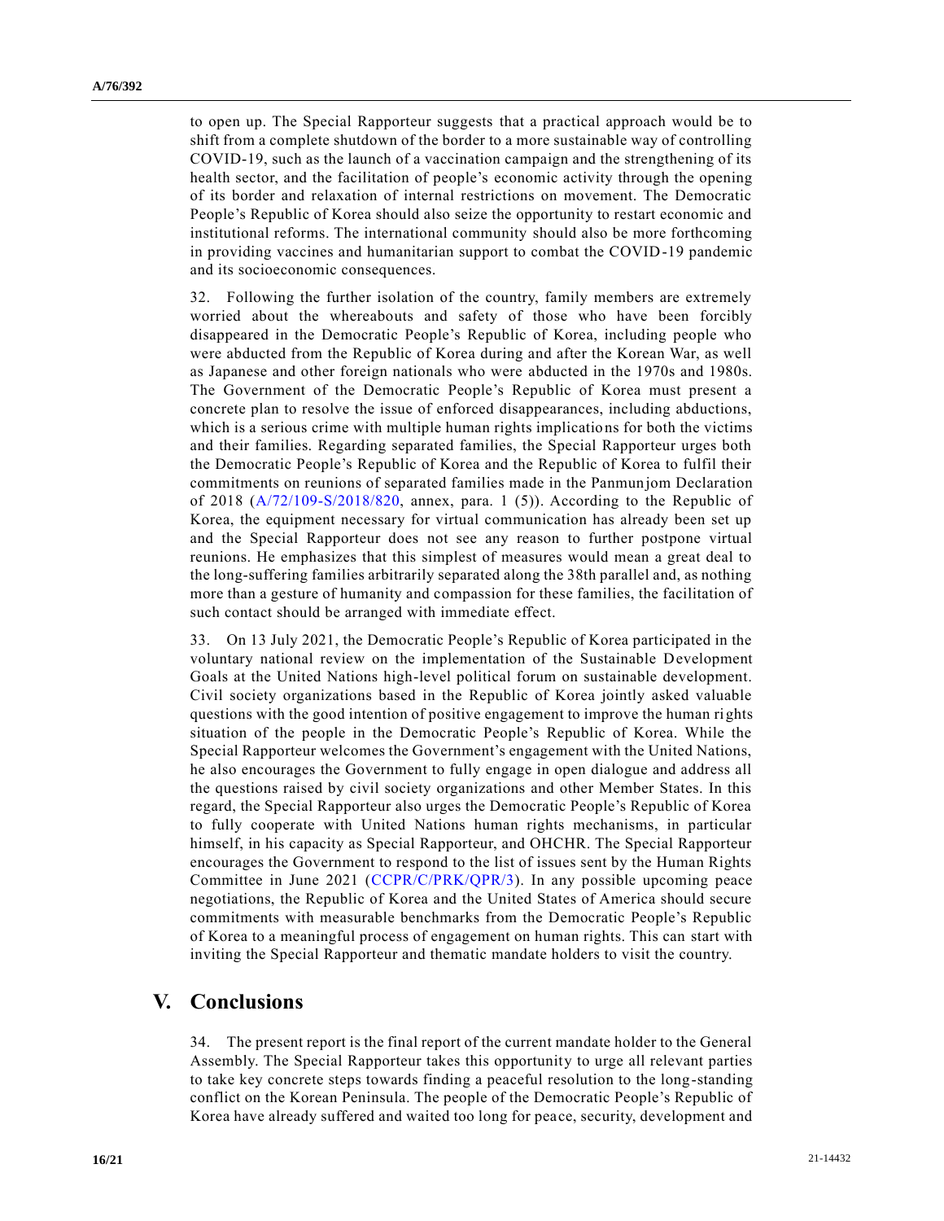to open up. The Special Rapporteur suggests that a practical approach would be to shift from a complete shutdown of the border to a more sustainable way of controlling COVID-19, such as the launch of a vaccination campaign and the strengthening of its health sector, and the facilitation of people's economic activity through the opening of its border and relaxation of internal restrictions on movement. The Democratic People's Republic of Korea should also seize the opportunity to restart economic and institutional reforms. The international community should also be more forthcoming in providing vaccines and humanitarian support to combat the COVID-19 pandemic and its socioeconomic consequences.

32. Following the further isolation of the country, family members are extremely worried about the whereabouts and safety of those who have been forcibly disappeared in the Democratic People's Republic of Korea, including people who were abducted from the Republic of Korea during and after the Korean War, as well as Japanese and other foreign nationals who were abducted in the 1970s and 1980s. The Government of the Democratic People's Republic of Korea must present a concrete plan to resolve the issue of enforced disappearances, including abductions, which is a serious crime with multiple human rights implications for both the victims and their families. Regarding separated families, the Special Rapporteur urges both the Democratic People's Republic of Korea and the Republic of Korea to fulfil their commitments on reunions of separated families made in the Panmunjom Declaration of 2018 (A/72/109-S/2018/820, annex, para. 1 (5)). According to the Republic of Korea, the equipment necessary for virtual communication has already been set up and the Special Rapporteur does not see any reason to further postpone virtual reunions. He emphasizes that this simplest of measures would mean a great deal to the long-suffering families arbitrarily separated along the 38th parallel and, as nothing more than a gesture of humanity and compassion for these families, the facilitation of such contact should be arranged with immediate effect.

33. On 13 July 2021, the Democratic People's Republic of Korea participated in the voluntary national review on the implementation of the Sustainable Development Goals at the United Nations high-level political forum on sustainable development. Civil society organizations based in the Republic of Korea jointly asked valuable questions with the good intention of positive engagement to improve the human rights situation of the people in the Democratic People's Republic of Korea. While the Special Rapporteur welcomes the Government's engagement with the United Nations, he also encourages the Government to fully engage in open dialogue and address all the questions raised by civil society organizations and other Member States. In this regard, the Special Rapporteur also urges the Democratic People's Republic of Korea to fully cooperate with United Nations human rights mechanisms, in particular himself, in his capacity as Special Rapporteur, and OHCHR. The Special Rapporteur encourages the Government to respond to the list of issues sent by the Human Rights Committee in June 2021 (CCPR/C/PRK/QPR/3). In any possible upcoming peace negotiations, the Republic of Korea and the United States of America should secure commitments with measurable benchmarks from the Democratic People's Republic of Korea to a meaningful process of engagement on human rights. This can start with inviting the Special Rapporteur and thematic mandate holders to visit the country.

# V. Conclusions

34. The present report is the final report of the current mandate holder to the General Assembly. The Special Rapporteur takes this opportunity to urge all relevant parties to take key concrete steps towards finding a peaceful resolution to the long-standing conflict on the Korean Peninsula. The people of the Democratic People's Republic of Korea have already suffered and waited too long for peace, security, development and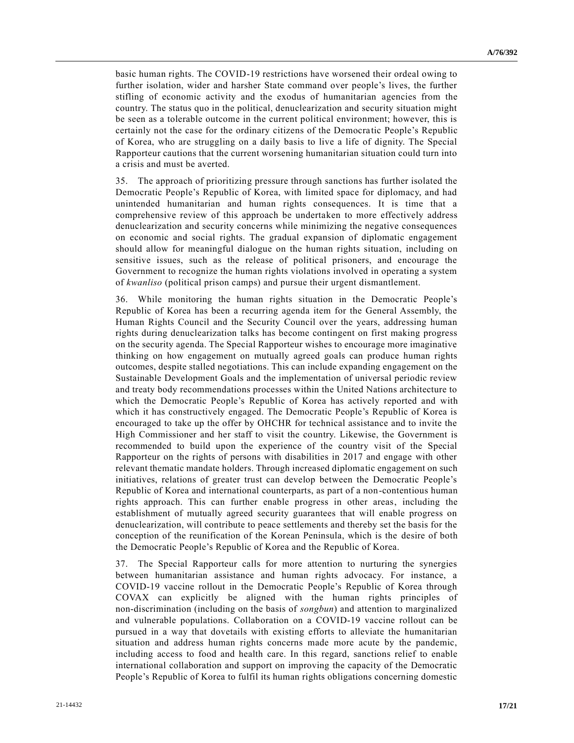basic human rights. The COVID-19 restrictions have worsened their ordeal owing to further isolation, wider and harsher State command over people's lives, the further stifling of economic activity and the exodus of humanitarian agencies from the country. The status quo in the political, denuclearization and security situation might be seen as a tolerable outcome in the current political environment; however, this is certainly not the case for the ordinary citizens of the Democratic People's Republic of Korea, who are struggling on a daily basis to live a life of dignity. The Special Rapporteur cautions that the current worsening humanitarian situation could turn into a crisis and must be averted.

35. The approach of prioritizing pressure through sanctions has further isolated the Democratic People's Republic of Korea, with limited space for diplomacy, and had unintended humanitarian and human rights consequences. It is time that a comprehensive review of this approach be undertaken to more effectively address denuclearization and security concerns while minimizing the negative consequences on economic and social rights. The gradual expansion of diplomatic engagement should allow for meaningful dialogue on the human rights situation, including on sensitive issues, such as the release of political prisoners, and encourage the Government to recognize the human rights violations involved in operating a system of *kwanliso* (political prison camps) and pursue their urgent dismantlement.

36. While monitoring the human rights situation in the Democratic People's Republic of Korea has been a recurring agenda item for the General Assembly, the Human Rights Council and the Security Council over the years, addressing human rights during denuclearization talks has become contingent on first making progress on the security agenda. The Special Rapporteur wishes to encourage more imaginative thinking on how engagement on mutually agreed goals can produce human rights outcomes, despite stalled negotiations. This can include expanding engagement on the Sustainable Development Goals and the implementation of universal periodic review and treaty body recommendations processes within the United Nations architecture to which the Democratic People's Republic of Korea has actively reported and with which it has constructively engaged. The Democratic People's Republic of Korea is encouraged to take up the offer by OHCHR for technical assistance and to invite the High Commissioner and her staff to visit the country. Likewise, the Government is recommended to build upon the experience of the country visit of the Special Rapporteur on the rights of persons with disabilities in 2017 and engage with other relevant thematic mandate holders. Through increased diplomatic engagement on such initiatives, relations of greater trust can develop between the Democratic People's Republic of Korea and international counterparts, as part of a non-contentious human rights approach. This can further enable progress in other areas, including the establishment of mutually agreed security guarantees that will enable progress on denuclearization, will contribute to peace settlements and thereby set the basis for the conception of the reunification of the Korean Peninsula, which is the desire of both the Democratic People's Republic of Korea and the Republic of Korea.

37. The Special Rapporteur calls for more attention to nurturing the synergies between humanitarian assistance and human rights advocacy. For instance, a COVID-19 vaccine rollout in the Democratic People's Republic of Korea through COVAX can explicitly be aligned with the human rights principles of non-discrimination (including on the basis of *songbun*) and attention to marginalized and vulnerable populations. Collaboration on a COVID-19 vaccine rollout can be pursued in a way that dovetails with existing efforts to alleviate the humanitarian situation and address human rights concerns made more acute by the pandemic, including access to food and health care. In this regard, sanctions relief to enable international collaboration and support on improving the capacity of the Democratic People's Republic of Korea to fulfil its human rights obligations concerning domestic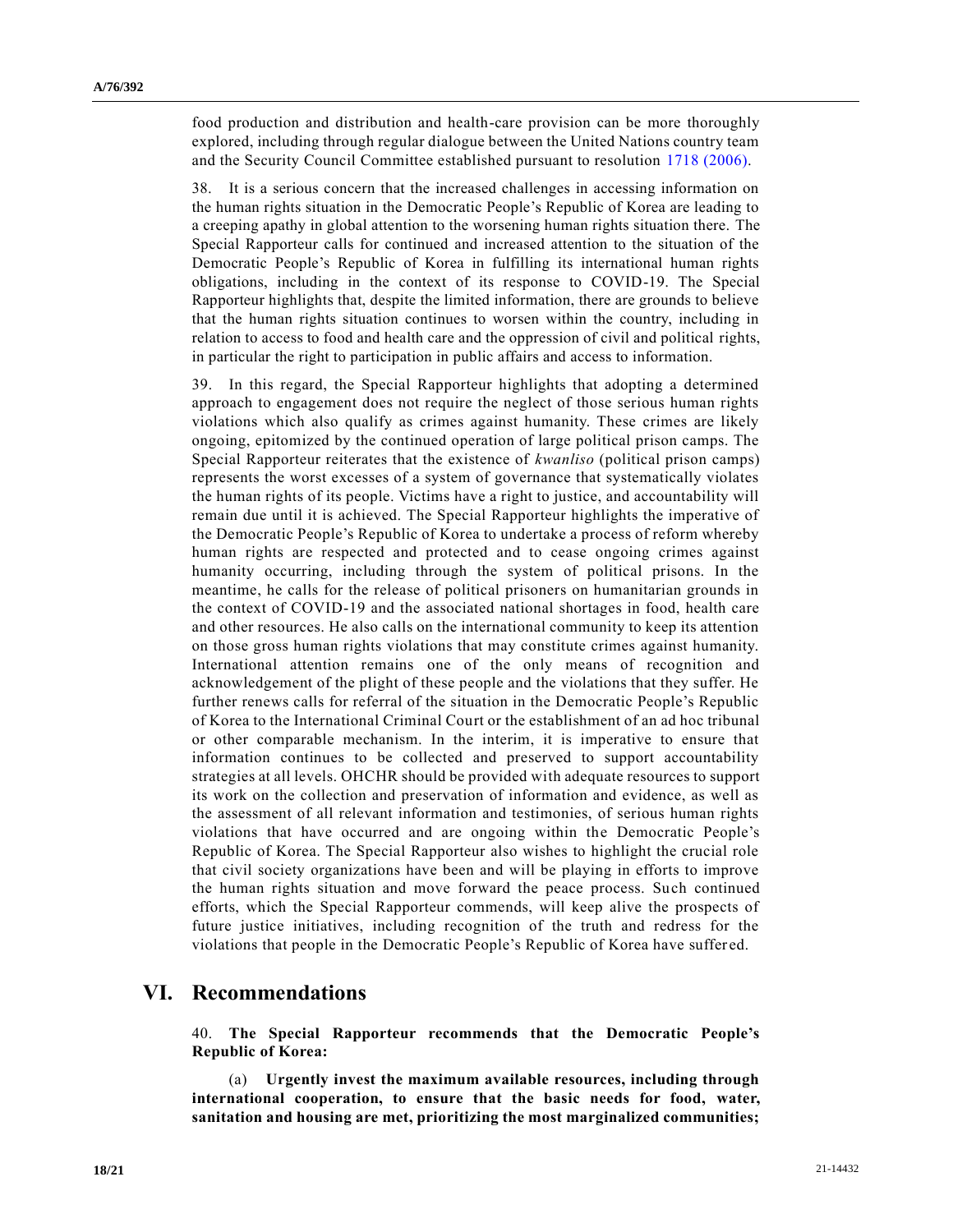food production and distribution and health-care provision can be more thoroughly explored, including through regular dialogue between the United Nations country team and the Security Council Committee established pursuant to resolution 1718 (2006).

38. It is a serious concern that the increased challenges in accessing information on the human rights situation in the Democratic People's Republic of Korea are leading to a creeping apathy in global attention to the worsening human rights situation there. The Special Rapporteur calls for continued and increased attention to the situation of the Democratic People's Republic of Korea in fulfilling its international human rights obligations, including in the context of its response to COVID-19. The Special Rapporteur highlights that, despite the limited information, there are grounds to believe that the human rights situation continues to worsen within the country, including in relation to access to food and health care and the oppression of civil and political rights, in particular the right to participation in public affairs and access to information.

39. In this regard, the Special Rapporteur highlights that adopting a determined approach to engagement does not require the neglect of those serious human rights violations which also qualify as crimes against humanity. These crimes are likely ongoing, epitomized by the continued operation of large political prison camps. The Special Rapporteur reiterates that the existence of *kwanliso* (political prison camps) represents the worst excesses of a system of governance that systematically violates the human rights of its people. Victims have a right to justice, and accountability will remain due until it is achieved. The Special Rapporteur highlights the imperative of the Democratic People's Republic of Korea to undertake a process of reform whereby human rights are respected and protected and to cease ongoing crimes against humanity occurring, including through the system of political prisons. In the meantime, he calls for the release of political prisoners on humanitarian grounds in the context of COVID-19 and the associated national shortages in food, health care and other resources. He also calls on the international community to keep its attention on those gross human rights violations that may constitute crimes against humanity. International attention remains one of the only means of recognition and acknowledgement of the plight of these people and the violations that they suffer. He further renews calls for referral of the situation in the Democratic People's Republic of Korea to the International Criminal Court or the establishment of an ad hoc tribunal or other comparable mechanism. In the interim, it is imperative to ensure that information continues to be collected and preserved to support accountability strategies at all levels. OHCHR should be provided with adequate resources to support its work on the collection and preservation of information and evidence, as well as the assessment of all relevant information and testimonies, of serious human rights violations that have occurred and are ongoing within the Democratic People's Republic of Korea. The Special Rapporteur also wishes to highlight the crucial role that civil society organizations have been and will be playing in efforts to improve the human rights situation and move forward the peace process. Such continued efforts, which the Special Rapporteur commends, will keep alive the prospects of future justice initiatives, including recognition of the truth and redress for the violations that people in the Democratic People's Republic of Korea have suffered.

# VI. Recommendations

40. **The Special Rapporteur recommends that the Democratic People's Republic of Korea:**

(a) **Urgently invest the maximum available resources, including through international cooperation, to ensure that the basic needs for food, water, sanitation and housing are met, prioritizing the most marginalized communities;**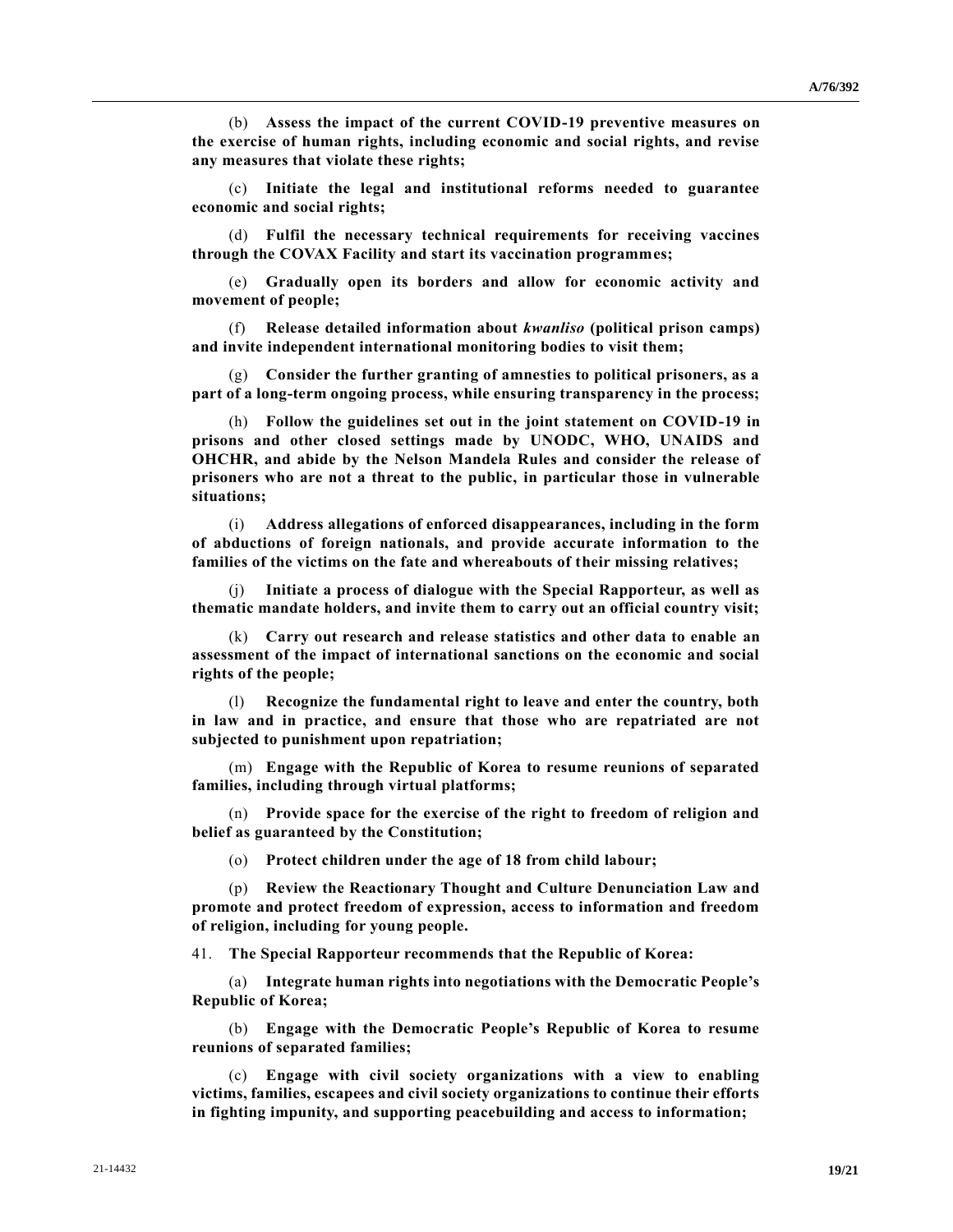(b) **Assess the impact of the current COVID-19 preventive measures on the exercise of human rights, including economic and social rights, and revise any measures that violate these rights;**

(c) **Initiate the legal and institutional reforms needed to guarantee economic and social rights;**

(d) **Fulfil the necessary technical requirements for receiving vaccines through the COVAX Facility and start its vaccination programmes;**

(e) **Gradually open its borders and allow for economic activity and movement of people;**

(f) **Release detailed information about *kwanliso* (political prison camps) and invite independent international monitoring bodies to visit them;**

(g) **Consider the further granting of amnesties to political prisoners, as a part of a long-term ongoing process, while ensuring transparency in the process;**

(h) **Follow the guidelines set out in the joint statement on COVID-19 in prisons and other closed settings made by UNODC, WHO, UNAIDS and OHCHR, and abide by the Nelson Mandela Rules and consider the release of prisoners who are not a threat to the public, in particular those in vulnerable situations;**

(i) **Address allegations of enforced disappearances, including in the form of abductions of foreign nationals, and provide accurate information to the families of the victims on the fate and whereabouts of their missing relatives;**

(j) **Initiate a process of dialogue with the Special Rapporteur, as well as thematic mandate holders, and invite them to carry out an official country visit;**

(k) **Carry out research and release statistics and other data to enable an assessment of the impact of international sanctions on the economic and social rights of the people;**

(l) **Recognize the fundamental right to leave and enter the country, both in law and in practice, and ensure that those who are repatriated are not subjected to punishment upon repatriation;**

(m) **Engage with the Republic of Korea to resume reunions of separated families, including through virtual platforms;**

(n) **Provide space for the exercise of the right to freedom of religion and belief as guaranteed by the Constitution;**

(o) **Protect children under the age of 18 from child labour;**

(p) **Review the Reactionary Thought and Culture Denunciation Law and promote and protect freedom of expression, access to information and freedom of religion, including for young people.**

41. **The Special Rapporteur recommends that the Republic of Korea:**

(a) **Integrate human rights into negotiations with the Democratic People's Republic of Korea;**

(b) **Engage with the Democratic People's Republic of Korea to resume reunions of separated families;**

(c) **Engage with civil society organizations with a view to enabling victims, families, escapees and civil society organizations to continue their efforts in fighting impunity, and supporting peacebuilding and access to information;**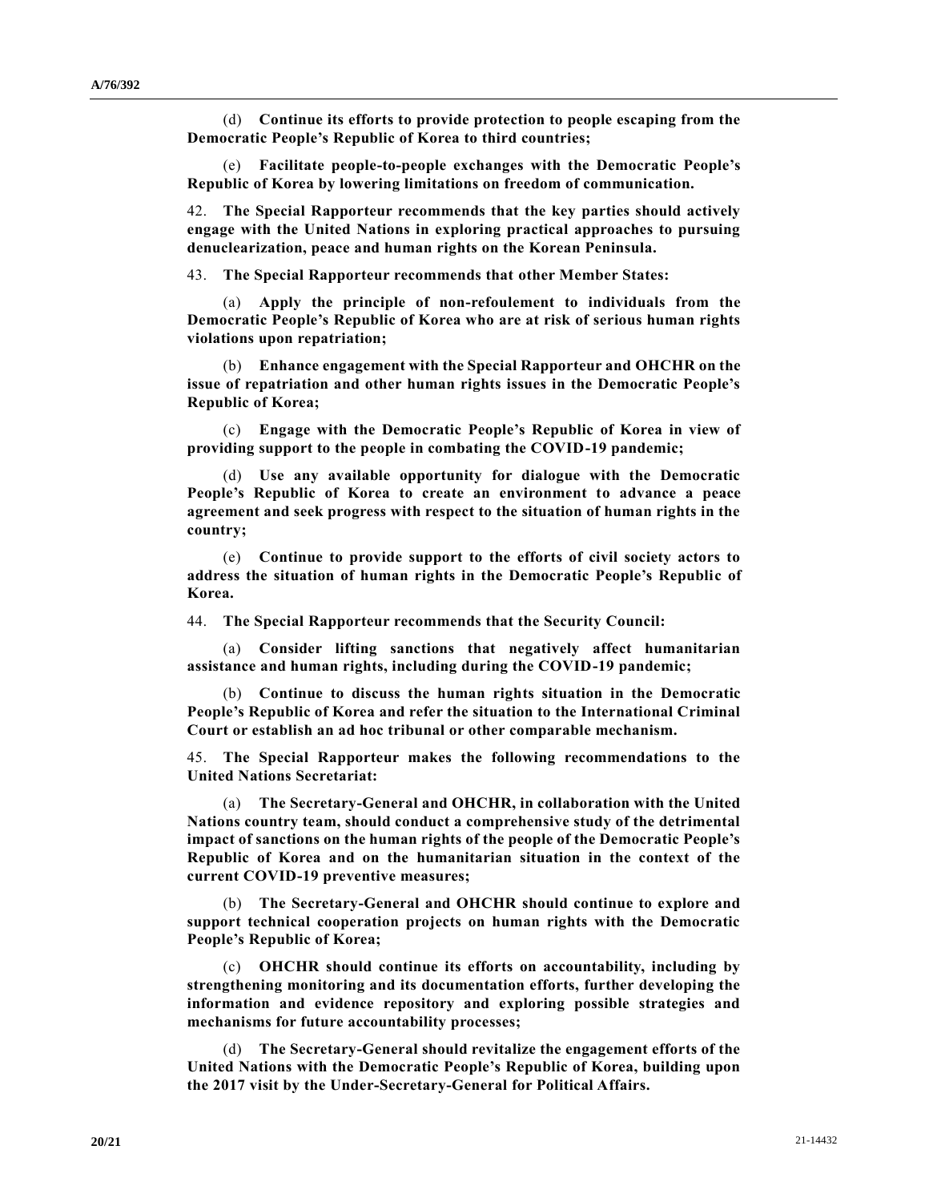(d) **Continue its efforts to provide protection to people escaping from the Democratic People's Republic of Korea to third countries;**

(e) **Facilitate people-to-people exchanges with the Democratic People's Republic of Korea by lowering limitations on freedom of communication.**

42. **The Special Rapporteur recommends that the key parties should actively engage with the United Nations in exploring practical approaches to pursuing denuclearization, peace and human rights on the Korean Peninsula.**

43. **The Special Rapporteur recommends that other Member States:**

(a) **Apply the principle of non-refoulement to individuals from the Democratic People's Republic of Korea who are at risk of serious human rights violations upon repatriation;**

(b) **Enhance engagement with the Special Rapporteur and OHCHR on the issue of repatriation and other human rights issues in the Democratic People's Republic of Korea;**

(c) **Engage with the Democratic People's Republic of Korea in view of providing support to the people in combating the COVID-19 pandemic;**

(d) **Use any available opportunity for dialogue with the Democratic People's Republic of Korea to create an environment to advance a peace agreement and seek progress with respect to the situation of human rights in the country;**

(e) **Continue to provide support to the efforts of civil society actors to address the situation of human rights in the Democratic People's Republic of Korea.**

44. **The Special Rapporteur recommends that the Security Council:**

(a) **Consider lifting sanctions that negatively affect humanitarian assistance and human rights, including during the COVID-19 pandemic;**

(b) **Continue to discuss the human rights situation in the Democratic People's Republic of Korea and refer the situation to the International Criminal Court or establish an ad hoc tribunal or other comparable mechanism.**

45. **The Special Rapporteur makes the following recommendations to the United Nations Secretariat:**

(a) **The Secretary-General and OHCHR, in collaboration with the United Nations country team, should conduct a comprehensive study of the detrimental impact of sanctions on the human rights of the people of the Democratic People's Republic of Korea and on the humanitarian situation in the context of the current COVID-19 preventive measures;**

(b) **The Secretary-General and OHCHR should continue to explore and support technical cooperation projects on human rights with the Democratic People's Republic of Korea;**

(c) **OHCHR should continue its efforts on accountability, including by strengthening monitoring and its documentation efforts, further developing the information and evidence repository and exploring possible strategies and mechanisms for future accountability processes;**

(d) **The Secretary-General should revitalize the engagement efforts of the United Nations with the Democratic People's Republic of Korea, building upon the 2017 visit by the Under-Secretary-General for Political Affairs.**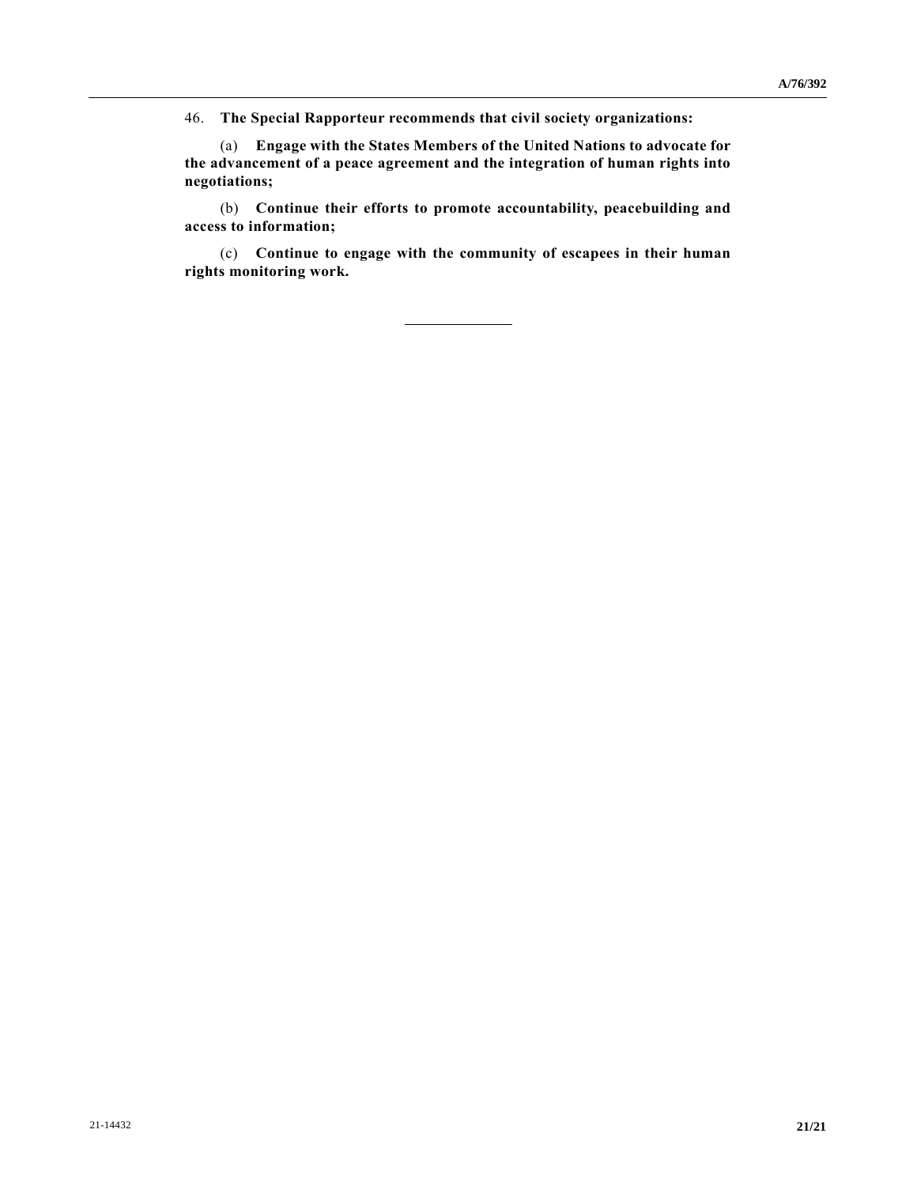46. **The Special Rapporteur recommends that civil society organizations:**

(a) **Engage with the States Members of the United Nations to advocate for the advancement of a peace agreement and the integration of human rights into negotiations;**

(b) **Continue their efforts to promote accountability, peacebuilding and access to information;**

(c) **Continue to engage with the community of escapees in their human rights monitoring work.**